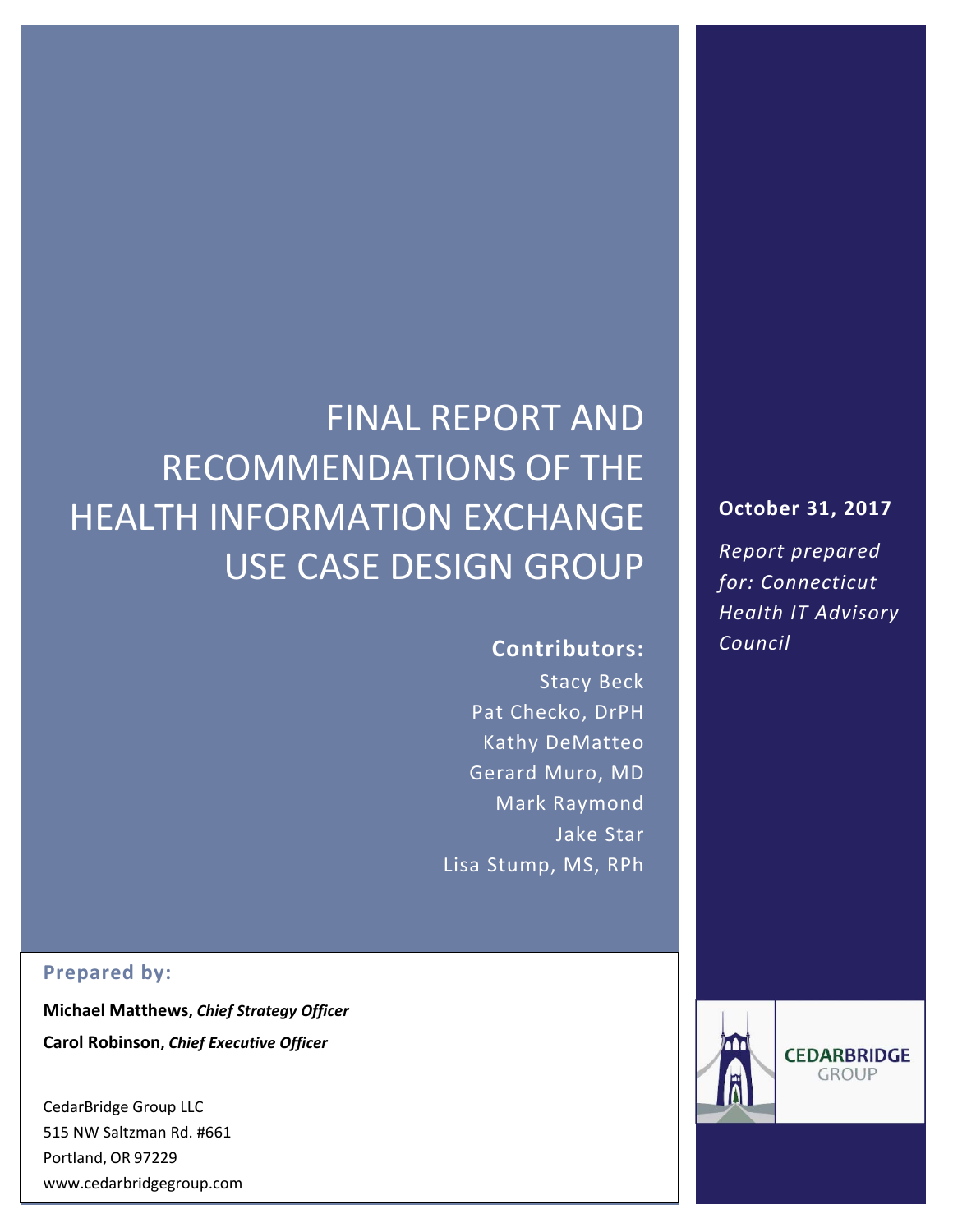# FINAL REPORT AND RECOMMENDATIONS OF THE HEALTH INFORMATION EXCHANGE USE CASE DESIGN GROUP

**Contributors:**

Stacy Beck
Pat Checko, DrPH
Kathy DeMatteo
Gerard Muro, MD
Mark Raymond
Jake Star
Lisa Stump, MS, RPh

**October 31, 2017**

*Report prepared for: Connecticut Health IT Advisory Council*

**Prepared by:**

**Michael Matthews,** ***Chief Strategy Officer***

**Carol Robinson,** ***Chief Executive Officer***

CedarBridge Group LLC
515 NW Saltzman Rd. #661
Portland, OR 97229
www.cedarbridgegroup.com

CEDARBRIDGE GROUP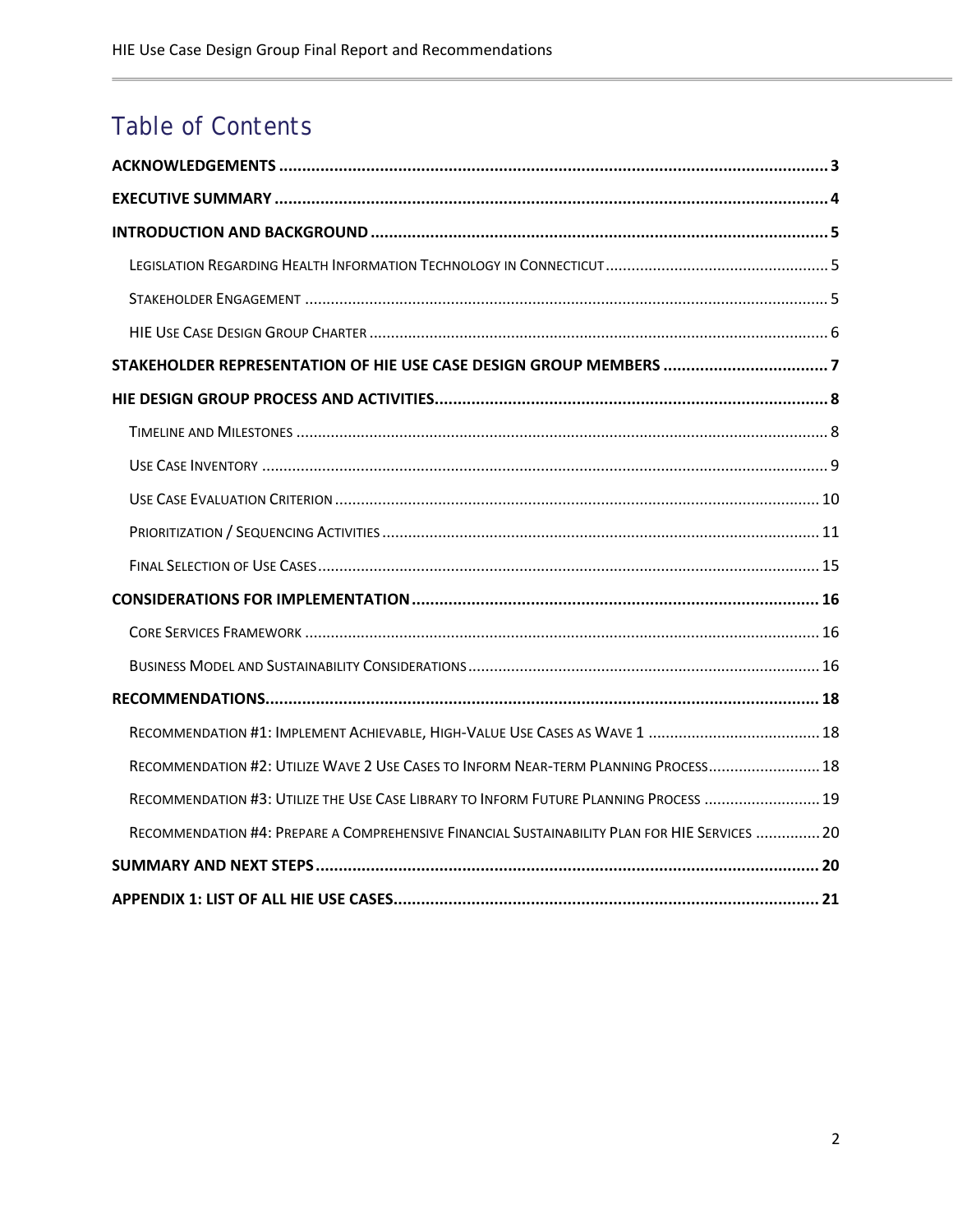# Table of Contents

**ACKNOWLEDGEMENTS** ........................................................................................................................ 3

**EXECUTIVE SUMMARY** ......................................................................................................................... 4

**INTRODUCTION AND BACKGROUND** .................................................................................................... 5

- LEGISLATION REGARDING HEALTH INFORMATION TECHNOLOGY IN CONNECTICUT ...................................................... 5
- STAKEHOLDER ENGAGEMENT ........................................................................................................................ 5
- HIE USE CASE DESIGN GROUP CHARTER ......................................................................................................... 6

**STAKEHOLDER REPRESENTATION OF HIE USE CASE DESIGN GROUP MEMBERS** .................................... 7

**HIE DESIGN GROUP PROCESS AND ACTIVITIES** ...................................................................................... 8

- TIMELINE AND MILESTONES .......................................................................................................................... 8
- USE CASE INVENTORY .................................................................................................................................. 9
- USE CASE EVALUATION CRITERION ................................................................................................................ 10
- PRIORITIZATION / SEQUENCING ACTIVITIES ..................................................................................................... 11
- FINAL SELECTION OF USE CASES ................................................................................................................... 15

**CONSIDERATIONS FOR IMPLEMENTATION** ........................................................................................ 16

- CORE SERVICES FRAMEWORK ...................................................................................................................... 16
- BUSINESS MODEL AND SUSTAINABILITY CONSIDERATIONS ................................................................................. 16

**RECOMMENDATIONS** ......................................................................................................................... 18

- RECOMMENDATION #1: IMPLEMENT ACHIEVABLE, HIGH-VALUE USE CASES AS WAVE 1 ........................................ 18
- RECOMMENDATION #2: UTILIZE WAVE 2 USE CASES TO INFORM NEAR-TERM PLANNING PROCESS .......................... 18
- RECOMMENDATION #3: UTILIZE THE USE CASE LIBRARY TO INFORM FUTURE PLANNING PROCESS ........................... 19
- RECOMMENDATION #4: PREPARE A COMPREHENSIVE FINANCIAL SUSTAINABILITY PLAN FOR HIE SERVICES ............... 20

**SUMMARY AND NEXT STEPS** .............................................................................................................. 20

**APPENDIX 1: LIST OF ALL HIE USE CASES** ............................................................................................. 21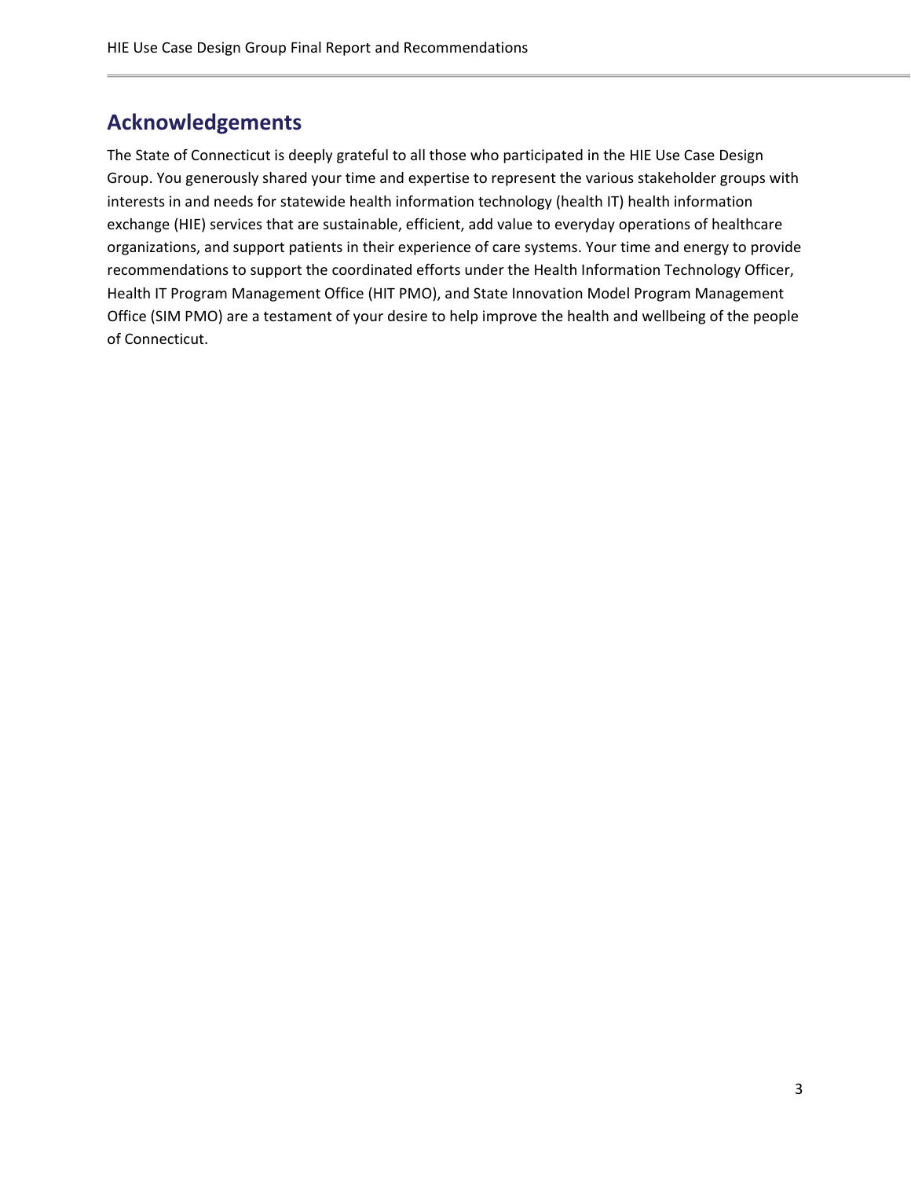## Acknowledgements

The State of Connecticut is deeply grateful to all those who participated in the HIE Use Case Design Group. You generously shared your time and expertise to represent the various stakeholder groups with interests in and needs for statewide health information technology (health IT) health information exchange (HIE) services that are sustainable, efficient, add value to everyday operations of healthcare organizations, and support patients in their experience of care systems. Your time and energy to provide recommendations to support the coordinated efforts under the Health Information Technology Officer, Health IT Program Management Office (HIT PMO), and State Innovation Model Program Management Office (SIM PMO) are a testament of your desire to help improve the health and wellbeing of the people of Connecticut.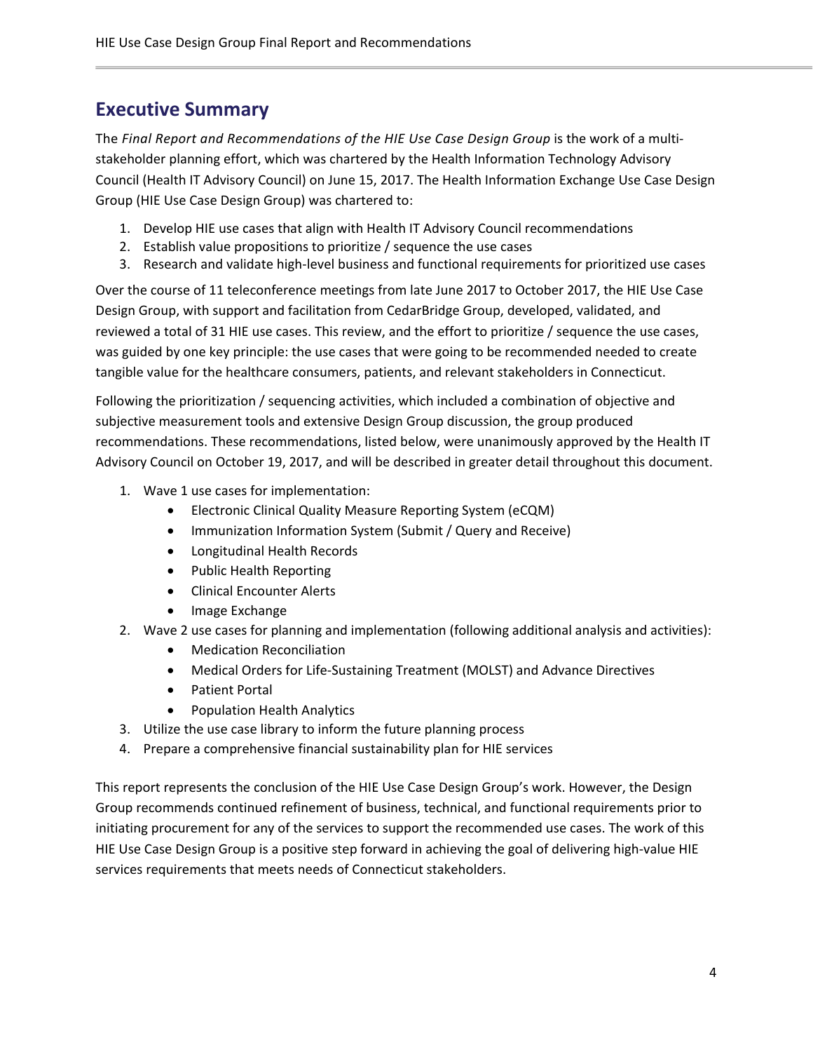## Executive Summary

The *Final Report and Recommendations of the HIE Use Case Design Group* is the work of a multi-stakeholder planning effort, which was chartered by the Health Information Technology Advisory Council (Health IT Advisory Council) on June 15, 2017. The Health Information Exchange Use Case Design Group (HIE Use Case Design Group) was chartered to:

1. Develop HIE use cases that align with Health IT Advisory Council recommendations
2. Establish value propositions to prioritize / sequence the use cases
3. Research and validate high-level business and functional requirements for prioritized use cases

Over the course of 11 teleconference meetings from late June 2017 to October 2017, the HIE Use Case Design Group, with support and facilitation from CedarBridge Group, developed, validated, and reviewed a total of 31 HIE use cases. This review, and the effort to prioritize / sequence the use cases, was guided by one key principle: the use cases that were going to be recommended needed to create tangible value for the healthcare consumers, patients, and relevant stakeholders in Connecticut.

Following the prioritization / sequencing activities, which included a combination of objective and subjective measurement tools and extensive Design Group discussion, the group produced recommendations. These recommendations, listed below, were unanimously approved by the Health IT Advisory Council on October 19, 2017, and will be described in greater detail throughout this document.

1. Wave 1 use cases for implementation:
   - Electronic Clinical Quality Measure Reporting System (eCQM)
   - Immunization Information System (Submit / Query and Receive)
   - Longitudinal Health Records
   - Public Health Reporting
   - Clinical Encounter Alerts
   - Image Exchange
2. Wave 2 use cases for planning and implementation (following additional analysis and activities):
   - Medication Reconciliation
   - Medical Orders for Life-Sustaining Treatment (MOLST) and Advance Directives
   - Patient Portal
   - Population Health Analytics
3. Utilize the use case library to inform the future planning process
4. Prepare a comprehensive financial sustainability plan for HIE services

This report represents the conclusion of the HIE Use Case Design Group's work. However, the Design Group recommends continued refinement of business, technical, and functional requirements prior to initiating procurement for any of the services to support the recommended use cases. The work of this HIE Use Case Design Group is a positive step forward in achieving the goal of delivering high-value HIE services requirements that meets needs of Connecticut stakeholders.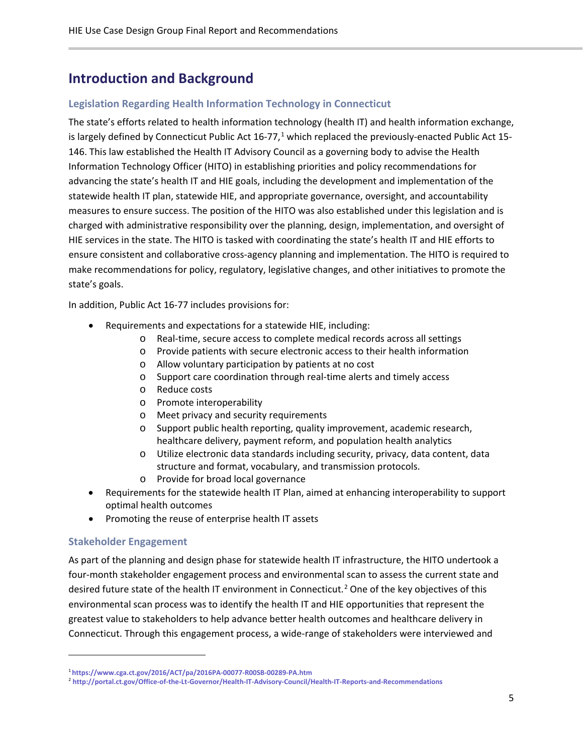# Introduction and Background

## Legislation Regarding Health Information Technology in Connecticut

The state's efforts related to health information technology (health IT) and health information exchange, is largely defined by Connecticut Public Act 16-77,[1] which replaced the previously-enacted Public Act 15-146. This law established the Health IT Advisory Council as a governing body to advise the Health Information Technology Officer (HITO) in establishing priorities and policy recommendations for advancing the state's health IT and HIE goals, including the development and implementation of the statewide health IT plan, statewide HIE, and appropriate governance, oversight, and accountability measures to ensure success. The position of the HITO was also established under this legislation and is charged with administrative responsibility over the planning, design, implementation, and oversight of HIE services in the state. The HITO is tasked with coordinating the state's health IT and HIE efforts to ensure consistent and collaborative cross-agency planning and implementation. The HITO is required to make recommendations for policy, regulatory, legislative changes, and other initiatives to promote the state's goals.

In addition, Public Act 16-77 includes provisions for:

- Requirements and expectations for a statewide HIE, including:
  - Real-time, secure access to complete medical records across all settings
  - Provide patients with secure electronic access to their health information
  - Allow voluntary participation by patients at no cost
  - Support care coordination through real-time alerts and timely access
  - Reduce costs
  - Promote interoperability
  - Meet privacy and security requirements
  - Support public health reporting, quality improvement, academic research, healthcare delivery, payment reform, and population health analytics
  - Utilize electronic data standards including security, privacy, data content, data structure and format, vocabulary, and transmission protocols.
  - Provide for broad local governance
- Requirements for the statewide health IT Plan, aimed at enhancing interoperability to support optimal health outcomes
- Promoting the reuse of enterprise health IT assets

## Stakeholder Engagement

As part of the planning and design phase for statewide health IT infrastructure, the HITO undertook a four-month stakeholder engagement process and environmental scan to assess the current state and desired future state of the health IT environment in Connecticut.[2] One of the key objectives of this environmental scan process was to identify the health IT and HIE opportunities that represent the greatest value to stakeholders to help advance better health outcomes and healthcare delivery in Connecticut. Through this engagement process, a wide-range of stakeholders were interviewed and

---

[1] https://www.cga.ct.gov/2016/ACT/pa/2016PA-00077-R00SB-00289-PA.htm

[2] http://portal.ct.gov/Office-of-the-Lt-Governor/Health-IT-Advisory-Council/Health-IT-Reports-and-Recommendations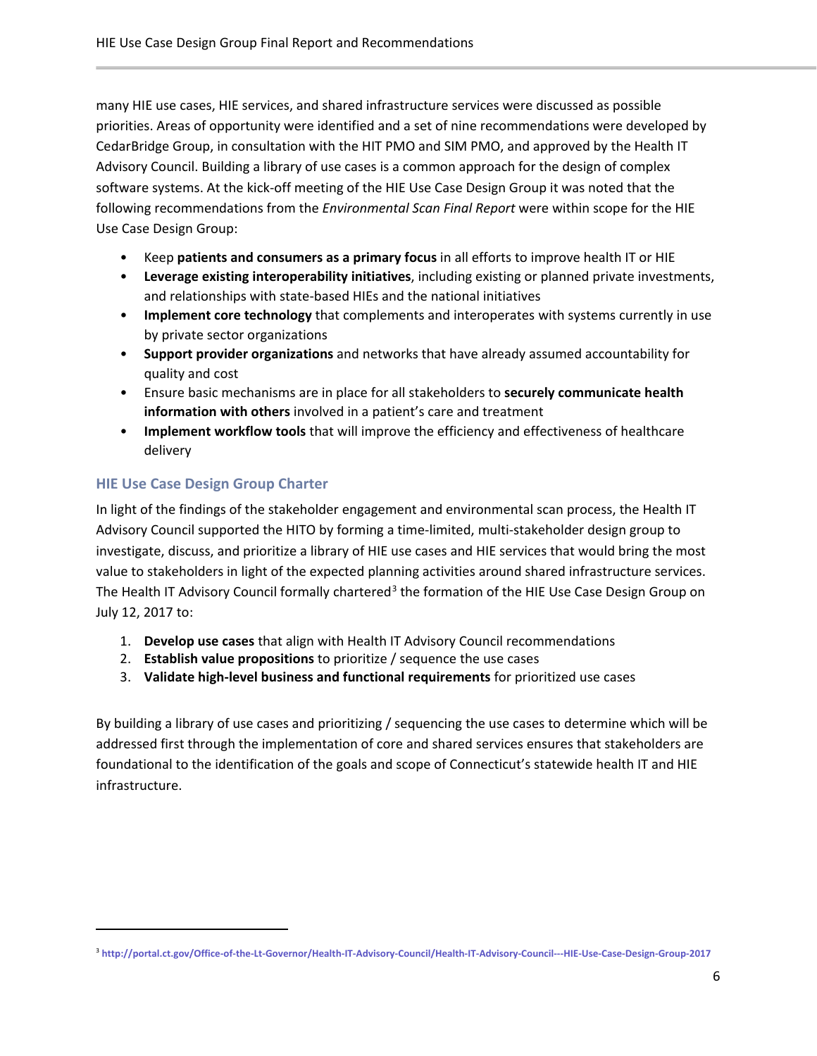many HIE use cases, HIE services, and shared infrastructure services were discussed as possible priorities. Areas of opportunity were identified and a set of nine recommendations were developed by CedarBridge Group, in consultation with the HIT PMO and SIM PMO, and approved by the Health IT Advisory Council. Building a library of use cases is a common approach for the design of complex software systems. At the kick-off meeting of the HIE Use Case Design Group it was noted that the following recommendations from the *Environmental Scan Final Report* were within scope for the HIE Use Case Design Group:

- Keep **patients and consumers as a primary focus** in all efforts to improve health IT or HIE
- **Leverage existing interoperability initiatives**, including existing or planned private investments, and relationships with state-based HIEs and the national initiatives
- **Implement core technology** that complements and interoperates with systems currently in use by private sector organizations
- **Support provider organizations** and networks that have already assumed accountability for quality and cost
- Ensure basic mechanisms are in place for all stakeholders to **securely communicate health information with others** involved in a patient's care and treatment
- **Implement workflow tools** that will improve the efficiency and effectiveness of healthcare delivery

### HIE Use Case Design Group Charter

In light of the findings of the stakeholder engagement and environmental scan process, the Health IT Advisory Council supported the HITO by forming a time-limited, multi-stakeholder design group to investigate, discuss, and prioritize a library of HIE use cases and HIE services that would bring the most value to stakeholders in light of the expected planning activities around shared infrastructure services. The Health IT Advisory Council formally chartered[3] the formation of the HIE Use Case Design Group on July 12, 2017 to:

1. **Develop use cases** that align with Health IT Advisory Council recommendations
2. **Establish value propositions** to prioritize / sequence the use cases
3. **Validate high-level business and functional requirements** for prioritized use cases

By building a library of use cases and prioritizing / sequencing the use cases to determine which will be addressed first through the implementation of core and shared services ensures that stakeholders are foundational to the identification of the goals and scope of Connecticut's statewide health IT and HIE infrastructure.

[3] http://portal.ct.gov/Office-of-the-Lt-Governor/Health-IT-Advisory-Council/Health-IT-Advisory-Council---HIE-Use-Case-Design-Group-2017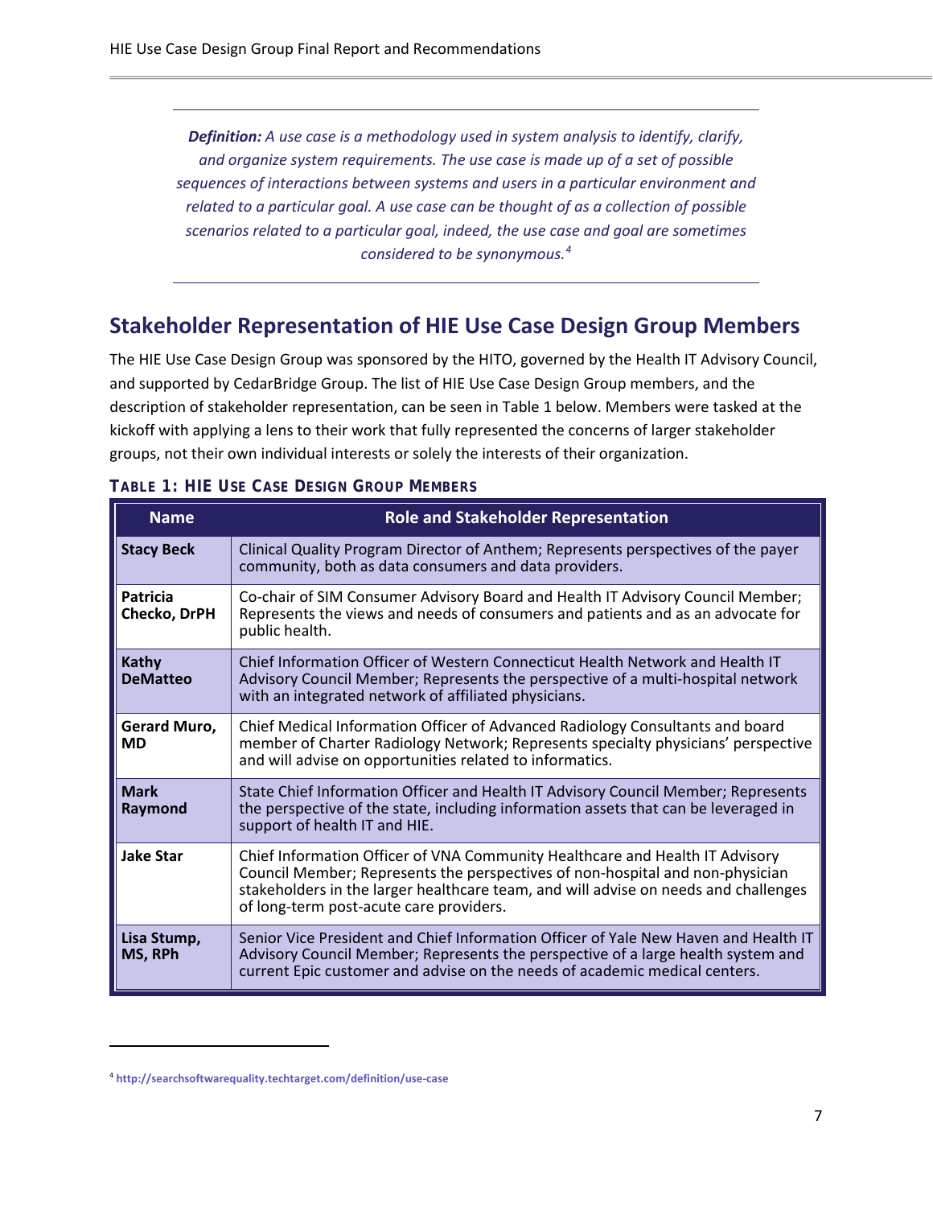---

***Definition:*** *A use case is a methodology used in system analysis to identify, clarify, and organize system requirements. The use case is made up of a set of possible sequences of interactions between systems and users in a particular environment and related to a particular goal. A use case can be thought of as a collection of possible scenarios related to a particular goal, indeed, the use case and goal are sometimes considered to be synonymous.*[4]

---

## Stakeholder Representation of HIE Use Case Design Group Members

The HIE Use Case Design Group was sponsored by the HITO, governed by the Health IT Advisory Council, and supported by CedarBridge Group. The list of HIE Use Case Design Group members, and the description of stakeholder representation, can be seen in Table 1 below. Members were tasked at the kickoff with applying a lens to their work that fully represented the concerns of larger stakeholder groups, not their own individual interests or solely the interests of their organization.

**TABLE 1: HIE USE CASE DESIGN GROUP MEMBERS**

| Name | Role and Stakeholder Representation |
|---|---|
| **Stacy Beck** | Clinical Quality Program Director of Anthem; Represents perspectives of the payer community, both as data consumers and data providers. |
| **Patricia Checko, DrPH** | Co-chair of SIM Consumer Advisory Board and Health IT Advisory Council Member; Represents the views and needs of consumers and patients and as an advocate for public health. |
| **Kathy DeMatteo** | Chief Information Officer of Western Connecticut Health Network and Health IT Advisory Council Member; Represents the perspective of a multi-hospital network with an integrated network of affiliated physicians. |
| **Gerard Muro, MD** | Chief Medical Information Officer of Advanced Radiology Consultants and board member of Charter Radiology Network; Represents specialty physicians' perspective and will advise on opportunities related to informatics. |
| **Mark Raymond** | State Chief Information Officer and Health IT Advisory Council Member; Represents the perspective of the state, including information assets that can be leveraged in support of health IT and HIE. |
| **Jake Star** | Chief Information Officer of VNA Community Healthcare and Health IT Advisory Council Member; Represents the perspectives of non-hospital and non-physician stakeholders in the larger healthcare team, and will advise on needs and challenges of long-term post-acute care providers. |
| **Lisa Stump, MS, RPh** | Senior Vice President and Chief Information Officer of Yale New Haven and Health IT Advisory Council Member; Represents the perspective of a large health system and current Epic customer and advise on the needs of academic medical centers. |

---

[4] http://searchsoftwarequality.techtarget.com/definition/use-case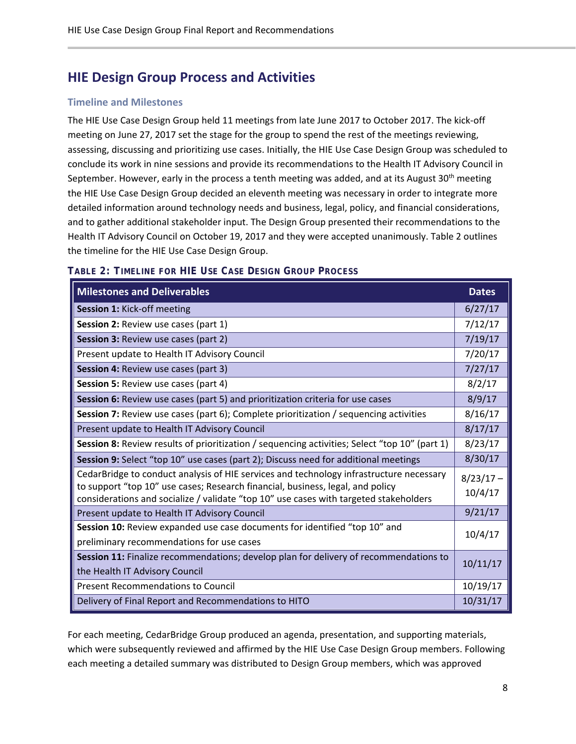## HIE Design Group Process and Activities

### Timeline and Milestones

The HIE Use Case Design Group held 11 meetings from late June 2017 to October 2017. The kick-off meeting on June 27, 2017 set the stage for the group to spend the rest of the meetings reviewing, assessing, discussing and prioritizing use cases. Initially, the HIE Use Case Design Group was scheduled to conclude its work in nine sessions and provide its recommendations to the Health IT Advisory Council in September. However, early in the process a tenth meeting was added, and at its August 30th meeting the HIE Use Case Design Group decided an eleventh meeting was necessary in order to integrate more detailed information around technology needs and business, legal, policy, and financial considerations, and to gather additional stakeholder input. The Design Group presented their recommendations to the Health IT Advisory Council on October 19, 2017 and they were accepted unanimously. Table 2 outlines the timeline for the HIE Use Case Design Group.

**Table 2: Timeline for HIE Use Case Design Group Process**

| Milestones and Deliverables | Dates |
|---|---|
| **Session 1:** Kick-off meeting | 6/27/17 |
| **Session 2:** Review use cases (part 1) | 7/12/17 |
| **Session 3:** Review use cases (part 2) | 7/19/17 |
| Present update to Health IT Advisory Council | 7/20/17 |
| **Session 4:** Review use cases (part 3) | 7/27/17 |
| **Session 5:** Review use cases (part 4) | 8/2/17 |
| **Session 6:** Review use cases (part 5) and prioritization criteria for use cases | 8/9/17 |
| **Session 7:** Review use cases (part 6); Complete prioritization / sequencing activities | 8/16/17 |
| Present update to Health IT Advisory Council | 8/17/17 |
| **Session 8:** Review results of prioritization / sequencing activities; Select "top 10" (part 1) | 8/23/17 |
| **Session 9:** Select "top 10" use cases (part 2); Discuss need for additional meetings | 8/30/17 |
| CedarBridge to conduct analysis of HIE services and technology infrastructure necessary to support "top 10" use cases; Research financial, business, legal, and policy considerations and socialize / validate "top 10" use cases with targeted stakeholders | 8/23/17 – 10/4/17 |
| Present update to Health IT Advisory Council | 9/21/17 |
| **Session 10:** Review expanded use case documents for identified "top 10" and preliminary recommendations for use cases | 10/4/17 |
| **Session 11:** Finalize recommendations; develop plan for delivery of recommendations to the Health IT Advisory Council | 10/11/17 |
| Present Recommendations to Council | 10/19/17 |
| Delivery of Final Report and Recommendations to HITO | 10/31/17 |

For each meeting, CedarBridge Group produced an agenda, presentation, and supporting materials, which were subsequently reviewed and affirmed by the HIE Use Case Design Group members. Following each meeting a detailed summary was distributed to Design Group members, which was approved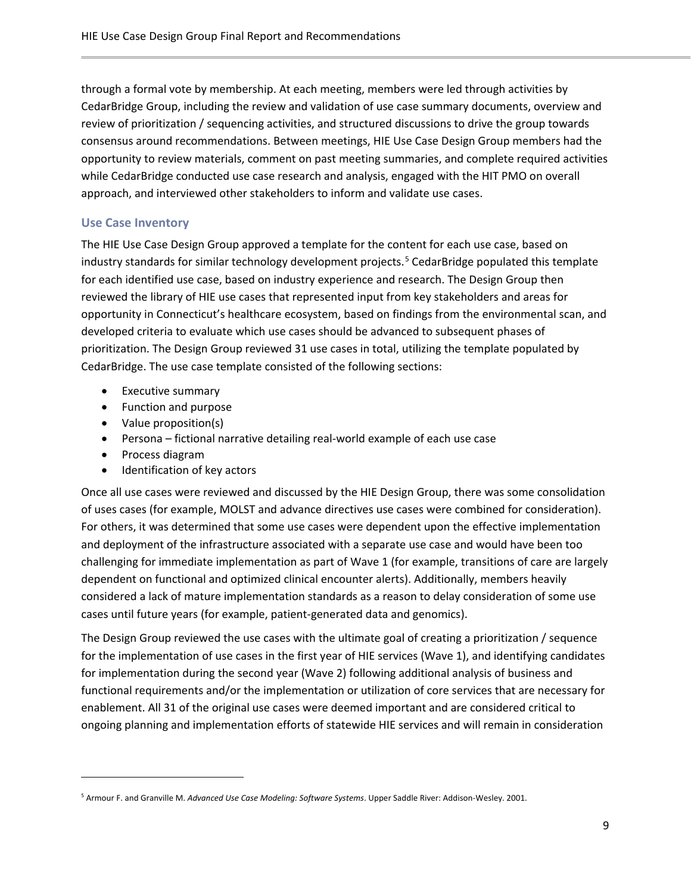through a formal vote by membership. At each meeting, members were led through activities by CedarBridge Group, including the review and validation of use case summary documents, overview and review of prioritization / sequencing activities, and structured discussions to drive the group towards consensus around recommendations. Between meetings, HIE Use Case Design Group members had the opportunity to review materials, comment on past meeting summaries, and complete required activities while CedarBridge conducted use case research and analysis, engaged with the HIT PMO on overall approach, and interviewed other stakeholders to inform and validate use cases.

### Use Case Inventory

The HIE Use Case Design Group approved a template for the content for each use case, based on industry standards for similar technology development projects.[5] CedarBridge populated this template for each identified use case, based on industry experience and research. The Design Group then reviewed the library of HIE use cases that represented input from key stakeholders and areas for opportunity in Connecticut's healthcare ecosystem, based on findings from the environmental scan, and developed criteria to evaluate which use cases should be advanced to subsequent phases of prioritization. The Design Group reviewed 31 use cases in total, utilizing the template populated by CedarBridge. The use case template consisted of the following sections:

- Executive summary
- Function and purpose
- Value proposition(s)
- Persona – fictional narrative detailing real-world example of each use case
- Process diagram
- Identification of key actors

Once all use cases were reviewed and discussed by the HIE Design Group, there was some consolidation of uses cases (for example, MOLST and advance directives use cases were combined for consideration). For others, it was determined that some use cases were dependent upon the effective implementation and deployment of the infrastructure associated with a separate use case and would have been too challenging for immediate implementation as part of Wave 1 (for example, transitions of care are largely dependent on functional and optimized clinical encounter alerts). Additionally, members heavily considered a lack of mature implementation standards as a reason to delay consideration of some use cases until future years (for example, patient-generated data and genomics).

The Design Group reviewed the use cases with the ultimate goal of creating a prioritization / sequence for the implementation of use cases in the first year of HIE services (Wave 1), and identifying candidates for implementation during the second year (Wave 2) following additional analysis of business and functional requirements and/or the implementation or utilization of core services that are necessary for enablement. All 31 of the original use cases were deemed important and are considered critical to ongoing planning and implementation efforts of statewide HIE services and will remain in consideration

[5] Armour F. and Granville M. *Advanced Use Case Modeling: Software Systems*. Upper Saddle River: Addison-Wesley. 2001.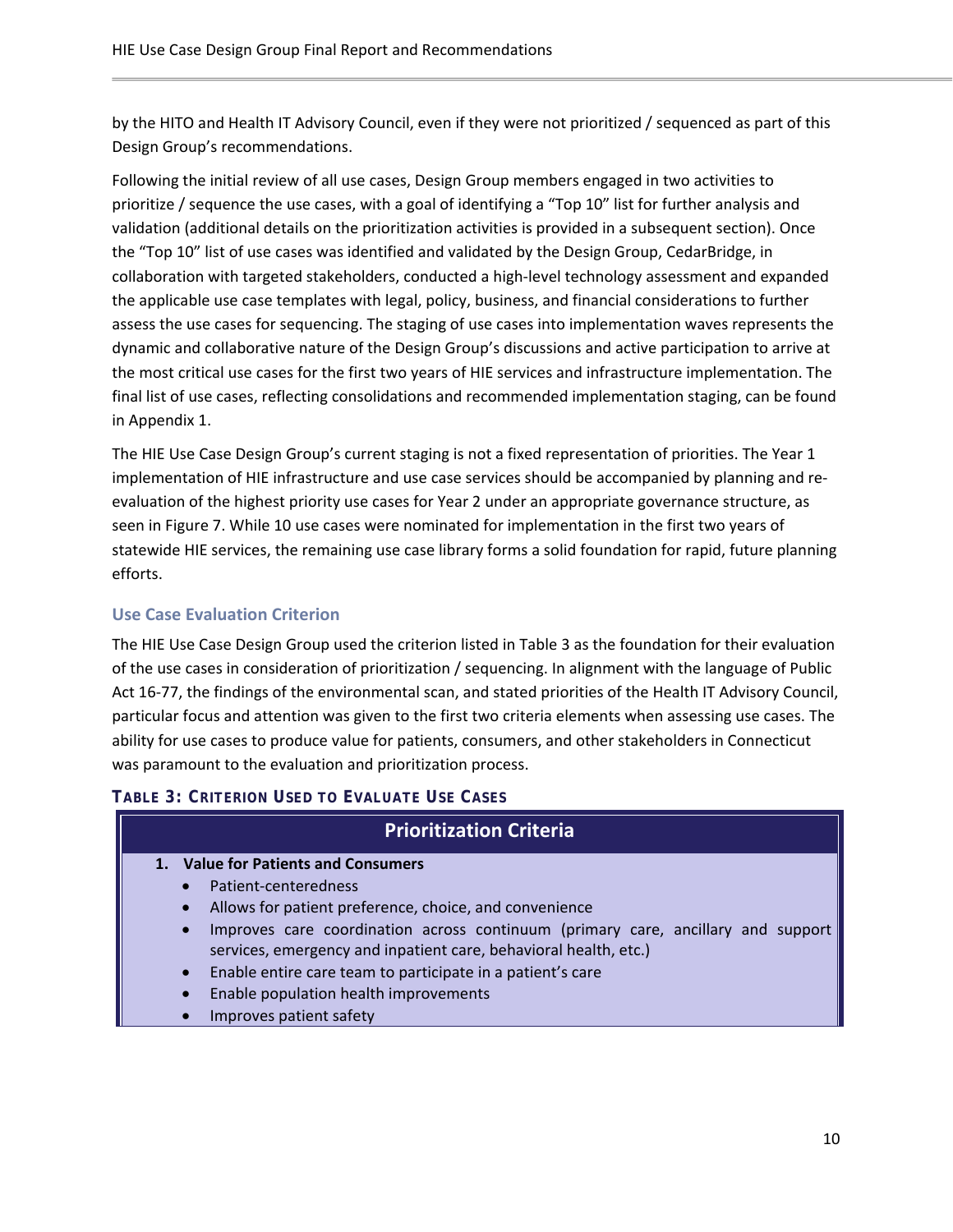by the HITO and Health IT Advisory Council, even if they were not prioritized / sequenced as part of this Design Group's recommendations.

Following the initial review of all use cases, Design Group members engaged in two activities to prioritize / sequence the use cases, with a goal of identifying a "Top 10" list for further analysis and validation (additional details on the prioritization activities is provided in a subsequent section). Once the "Top 10" list of use cases was identified and validated by the Design Group, CedarBridge, in collaboration with targeted stakeholders, conducted a high-level technology assessment and expanded the applicable use case templates with legal, policy, business, and financial considerations to further assess the use cases for sequencing. The staging of use cases into implementation waves represents the dynamic and collaborative nature of the Design Group's discussions and active participation to arrive at the most critical use cases for the first two years of HIE services and infrastructure implementation. The final list of use cases, reflecting consolidations and recommended implementation staging, can be found in Appendix 1.

The HIE Use Case Design Group's current staging is not a fixed representation of priorities. The Year 1 implementation of HIE infrastructure and use case services should be accompanied by planning and re-evaluation of the highest priority use cases for Year 2 under an appropriate governance structure, as seen in Figure 7. While 10 use cases were nominated for implementation in the first two years of statewide HIE services, the remaining use case library forms a solid foundation for rapid, future planning efforts.

### Use Case Evaluation Criterion

The HIE Use Case Design Group used the criterion listed in Table 3 as the foundation for their evaluation of the use cases in consideration of prioritization / sequencing. In alignment with the language of Public Act 16-77, the findings of the environmental scan, and stated priorities of the Health IT Advisory Council, particular focus and attention was given to the first two criteria elements when assessing use cases. The ability for use cases to produce value for patients, consumers, and other stakeholders in Connecticut was paramount to the evaluation and prioritization process.

**Table 3: Criterion Used to Evaluate Use Cases**

| Prioritization Criteria |
|---|
| **1. Value for Patients and Consumers**<br>• Patient-centeredness<br>• Allows for patient preference, choice, and convenience<br>• Improves care coordination across continuum (primary care, ancillary and support services, emergency and inpatient care, behavioral health, etc.)<br>• Enable entire care team to participate in a patient's care<br>• Enable population health improvements<br>• Improves patient safety |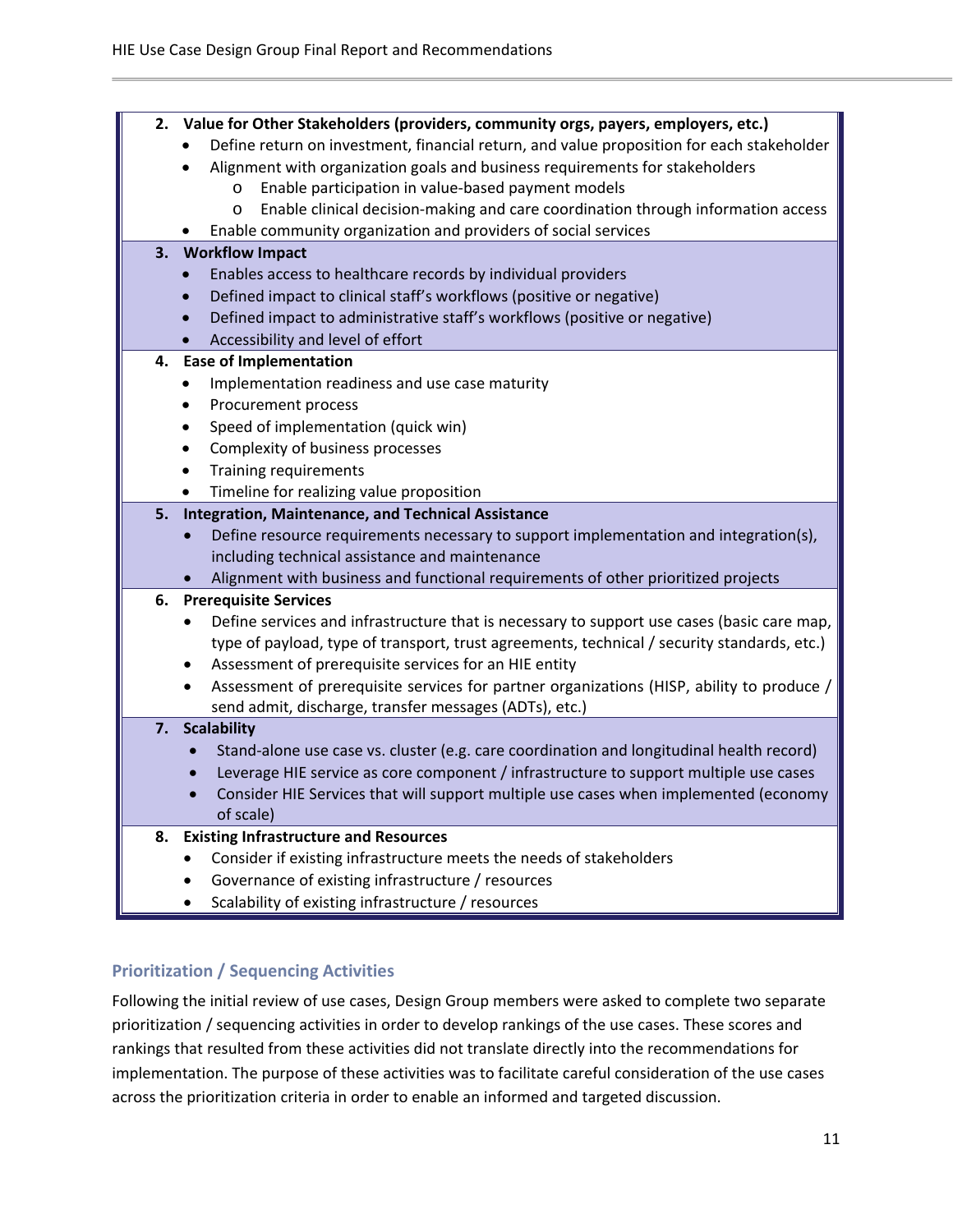2. **Value for Other Stakeholders (providers, community orgs, payers, employers, etc.)**
   - Define return on investment, financial return, and value proposition for each stakeholder
   - Alignment with organization goals and business requirements for stakeholders
     - Enable participation in value-based payment models
     - Enable clinical decision-making and care coordination through information access
   - Enable community organization and providers of social services
3. **Workflow Impact**
   - Enables access to healthcare records by individual providers
   - Defined impact to clinical staff's workflows (positive or negative)
   - Defined impact to administrative staff's workflows (positive or negative)
   - Accessibility and level of effort
4. **Ease of Implementation**
   - Implementation readiness and use case maturity
   - Procurement process
   - Speed of implementation (quick win)
   - Complexity of business processes
   - Training requirements
   - Timeline for realizing value proposition
5. **Integration, Maintenance, and Technical Assistance**
   - Define resource requirements necessary to support implementation and integration(s), including technical assistance and maintenance
   - Alignment with business and functional requirements of other prioritized projects
6. **Prerequisite Services**
   - Define services and infrastructure that is necessary to support use cases (basic care map, type of payload, type of transport, trust agreements, technical / security standards, etc.)
   - Assessment of prerequisite services for an HIE entity
   - Assessment of prerequisite services for partner organizations (HISP, ability to produce / send admit, discharge, transfer messages (ADTs), etc.)
7. **Scalability**
   - Stand-alone use case vs. cluster (e.g. care coordination and longitudinal health record)
   - Leverage HIE service as core component / infrastructure to support multiple use cases
   - Consider HIE Services that will support multiple use cases when implemented (economy of scale)
8. **Existing Infrastructure and Resources**
   - Consider if existing infrastructure meets the needs of stakeholders
   - Governance of existing infrastructure / resources
   - Scalability of existing infrastructure / resources

### Prioritization / Sequencing Activities

Following the initial review of use cases, Design Group members were asked to complete two separate prioritization / sequencing activities in order to develop rankings of the use cases. These scores and rankings that resulted from these activities did not translate directly into the recommendations for implementation. The purpose of these activities was to facilitate careful consideration of the use cases across the prioritization criteria in order to enable an informed and targeted discussion.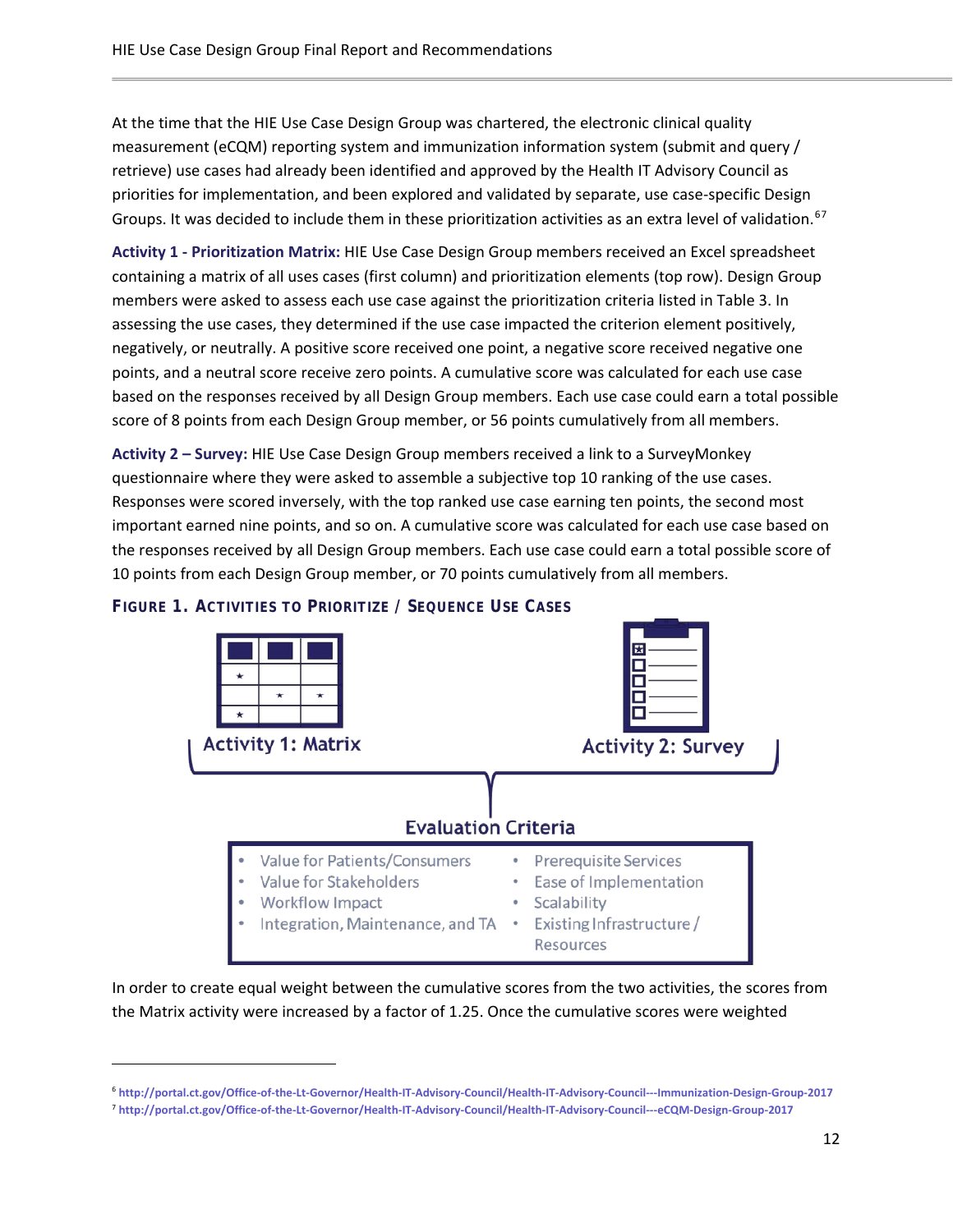At the time that the HIE Use Case Design Group was chartered, the electronic clinical quality measurement (eCQM) reporting system and immunization information system (submit and query / retrieve) use cases had already been identified and approved by the Health IT Advisory Council as priorities for implementation, and been explored and validated by separate, use case-specific Design Groups. It was decided to include them in these prioritization activities as an extra level of validation.[6][7]

**Activity 1 - Prioritization Matrix:** HIE Use Case Design Group members received an Excel spreadsheet containing a matrix of all uses cases (first column) and prioritization elements (top row). Design Group members were asked to assess each use case against the prioritization criteria listed in Table 3. In assessing the use cases, they determined if the use case impacted the criterion element positively, negatively, or neutrally. A positive score received one point, a negative score received negative one points, and a neutral score receive zero points. A cumulative score was calculated for each use case based on the responses received by all Design Group members. Each use case could earn a total possible score of 8 points from each Design Group member, or 56 points cumulatively from all members.

**Activity 2 – Survey:** HIE Use Case Design Group members received a link to a SurveyMonkey questionnaire where they were asked to assemble a subjective top 10 ranking of the use cases. Responses were scored inversely, with the top ranked use case earning ten points, the second most important earned nine points, and so on. A cumulative score was calculated for each use case based on the responses received by all Design Group members. Each use case could earn a total possible score of 10 points from each Design Group member, or 70 points cumulatively from all members.

**FIGURE 1. ACTIVITIES TO PRIORITIZE / SEQUENCE USE CASES**

Activity 1: Matrix

Activity 2: Survey

Evaluation Criteria

- Value for Patients/Consumers
- Value for Stakeholders
- Workflow Impact
- Integration, Maintenance, and TA
- Prerequisite Services
- Ease of Implementation
- Scalability
- Existing Infrastructure / Resources

In order to create equal weight between the cumulative scores from the two activities, the scores from the Matrix activity were increased by a factor of 1.25. Once the cumulative scores were weighted

[6] http://portal.ct.gov/Office-of-the-Lt-Governor/Health-IT-Advisory-Council/Health-IT-Advisory-Council---Immunization-Design-Group-2017

[7] http://portal.ct.gov/Office-of-the-Lt-Governor/Health-IT-Advisory-Council/Health-IT-Advisory-Council---eCQM-Design-Group-2017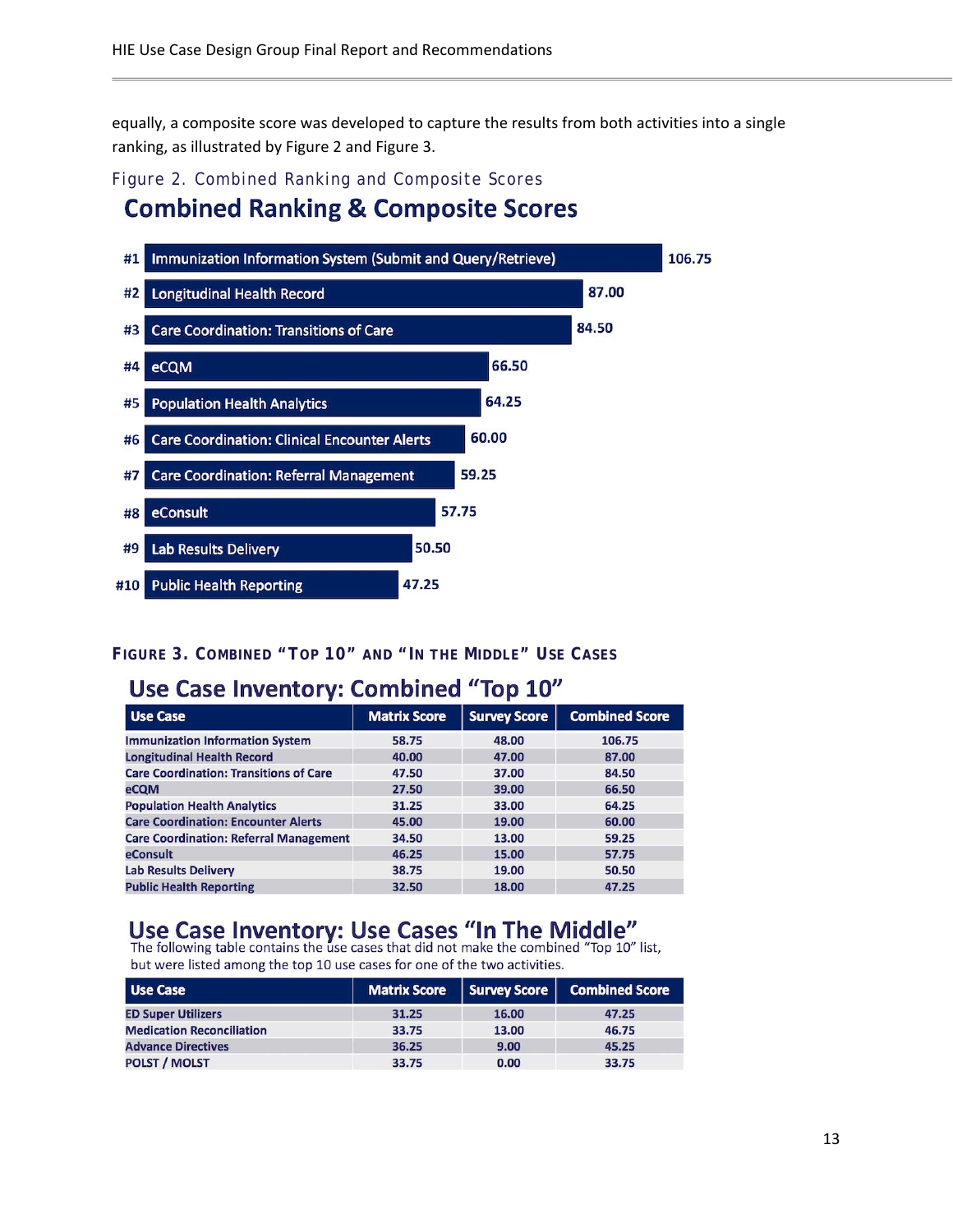equally, a composite score was developed to capture the results from both activities into a single ranking, as illustrated by Figure 2 and Figure 3.

Figure 2. Combined Ranking and Composite Scores

## Combined Ranking & Composite Scores

| Rank | Use Case | Score |
|---|---|---|
| #1 | Immunization Information System (Submit and Query/Retrieve) | 106.75 |
| #2 | Longitudinal Health Record | 87.00 |
| #3 | Care Coordination: Transitions of Care | 84.50 |
| #4 | eCQM | 66.50 |
| #5 | Population Health Analytics | 64.25 |
| #6 | Care Coordination: Clinical Encounter Alerts | 60.00 |
| #7 | Care Coordination: Referral Management | 59.25 |
| #8 | eConsult | 57.75 |
| #9 | Lab Results Delivery | 50.50 |
| #10 | Public Health Reporting | 47.25 |

Figure 3. Combined "Top 10" and "In the Middle" Use Cases

## Use Case Inventory: Combined "Top 10"

| Use Case | Matrix Score | Survey Score | Combined Score |
|---|---|---|---|
| Immunization Information System | 58.75 | 48.00 | 106.75 |
| Longitudinal Health Record | 40.00 | 47.00 | 87.00 |
| Care Coordination: Transitions of Care | 47.50 | 37.00 | 84.50 |
| eCQM | 27.50 | 39.00 | 66.50 |
| Population Health Analytics | 31.25 | 33.00 | 64.25 |
| Care Coordination: Encounter Alerts | 45.00 | 19.00 | 60.00 |
| Care Coordination: Referral Management | 34.50 | 13.00 | 59.25 |
| eConsult | 46.25 | 15.00 | 57.75 |
| Lab Results Delivery | 38.75 | 19.00 | 50.50 |
| Public Health Reporting | 32.50 | 18.00 | 47.25 |

## Use Case Inventory: Use Cases "In The Middle"

The following table contains the use cases that did not make the combined "Top 10" list, but were listed among the top 10 use cases for one of the two activities.

| Use Case | Matrix Score | Survey Score | Combined Score |
|---|---|---|---|
| ED Super Utilizers | 31.25 | 16.00 | 47.25 |
| Medication Reconciliation | 33.75 | 13.00 | 46.75 |
| Advance Directives | 36.25 | 9.00 | 45.25 |
| POLST / MOLST | 33.75 | 0.00 | 33.75 |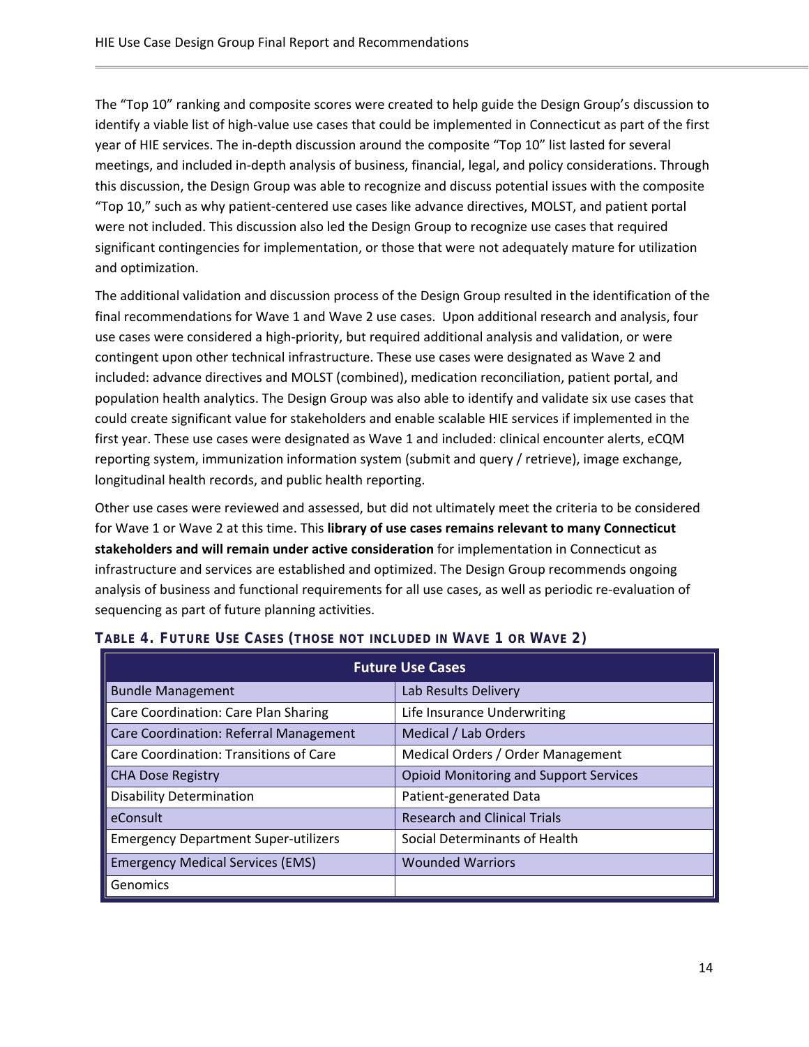The "Top 10" ranking and composite scores were created to help guide the Design Group's discussion to identify a viable list of high-value use cases that could be implemented in Connecticut as part of the first year of HIE services. The in-depth discussion around the composite "Top 10" list lasted for several meetings, and included in-depth analysis of business, financial, legal, and policy considerations. Through this discussion, the Design Group was able to recognize and discuss potential issues with the composite "Top 10," such as why patient-centered use cases like advance directives, MOLST, and patient portal were not included. This discussion also led the Design Group to recognize use cases that required significant contingencies for implementation, or those that were not adequately mature for utilization and optimization.

The additional validation and discussion process of the Design Group resulted in the identification of the final recommendations for Wave 1 and Wave 2 use cases. Upon additional research and analysis, four use cases were considered a high-priority, but required additional analysis and validation, or were contingent upon other technical infrastructure. These use cases were designated as Wave 2 and included: advance directives and MOLST (combined), medication reconciliation, patient portal, and population health analytics. The Design Group was also able to identify and validate six use cases that could create significant value for stakeholders and enable scalable HIE services if implemented in the first year. These use cases were designated as Wave 1 and included: clinical encounter alerts, eCQM reporting system, immunization information system (submit and query / retrieve), image exchange, longitudinal health records, and public health reporting.

Other use cases were reviewed and assessed, but did not ultimately meet the criteria to be considered for Wave 1 or Wave 2 at this time. This **library of use cases remains relevant to many Connecticut stakeholders and will remain under active consideration** for implementation in Connecticut as infrastructure and services are established and optimized. The Design Group recommends ongoing analysis of business and functional requirements for all use cases, as well as periodic re-evaluation of sequencing as part of future planning activities.

**TABLE 4. FUTURE USE CASES (THOSE NOT INCLUDED IN WAVE 1 OR WAVE 2)**

| Future Use Cases | |
|---|---|
| Bundle Management | Lab Results Delivery |
| Care Coordination: Care Plan Sharing | Life Insurance Underwriting |
| Care Coordination: Referral Management | Medical / Lab Orders |
| Care Coordination: Transitions of Care | Medical Orders / Order Management |
| CHA Dose Registry | Opioid Monitoring and Support Services |
| Disability Determination | Patient-generated Data |
| eConsult | Research and Clinical Trials |
| Emergency Department Super-utilizers | Social Determinants of Health |
| Emergency Medical Services (EMS) | Wounded Warriors |
| Genomics | |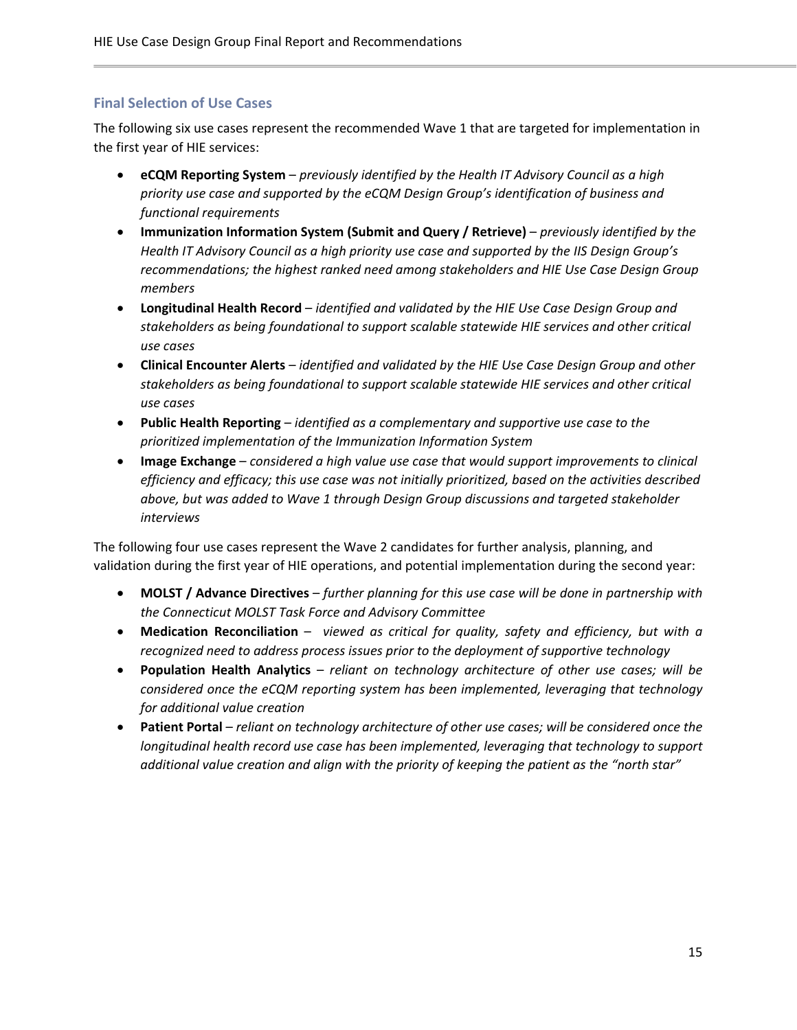### Final Selection of Use Cases

The following six use cases represent the recommended Wave 1 that are targeted for implementation in the first year of HIE services:

- **eCQM Reporting System** – *previously identified by the Health IT Advisory Council as a high priority use case and supported by the eCQM Design Group's identification of business and functional requirements*
- **Immunization Information System (Submit and Query / Retrieve)** – *previously identified by the Health IT Advisory Council as a high priority use case and supported by the IIS Design Group's recommendations; the highest ranked need among stakeholders and HIE Use Case Design Group members*
- **Longitudinal Health Record** – *identified and validated by the HIE Use Case Design Group and stakeholders as being foundational to support scalable statewide HIE services and other critical use cases*
- **Clinical Encounter Alerts** – *identified and validated by the HIE Use Case Design Group and other stakeholders as being foundational to support scalable statewide HIE services and other critical use cases*
- **Public Health Reporting** – *identified as a complementary and supportive use case to the prioritized implementation of the Immunization Information System*
- **Image Exchange** – *considered a high value use case that would support improvements to clinical efficiency and efficacy; this use case was not initially prioritized, based on the activities described above, but was added to Wave 1 through Design Group discussions and targeted stakeholder interviews*

The following four use cases represent the Wave 2 candidates for further analysis, planning, and validation during the first year of HIE operations, and potential implementation during the second year:

- **MOLST / Advance Directives** – *further planning for this use case will be done in partnership with the Connecticut MOLST Task Force and Advisory Committee*
- **Medication Reconciliation** – *viewed as critical for quality, safety and efficiency, but with a recognized need to address process issues prior to the deployment of supportive technology*
- **Population Health Analytics** – *reliant on technology architecture of other use cases; will be considered once the eCQM reporting system has been implemented, leveraging that technology for additional value creation*
- **Patient Portal** – *reliant on technology architecture of other use cases; will be considered once the longitudinal health record use case has been implemented, leveraging that technology to support additional value creation and align with the priority of keeping the patient as the "north star"*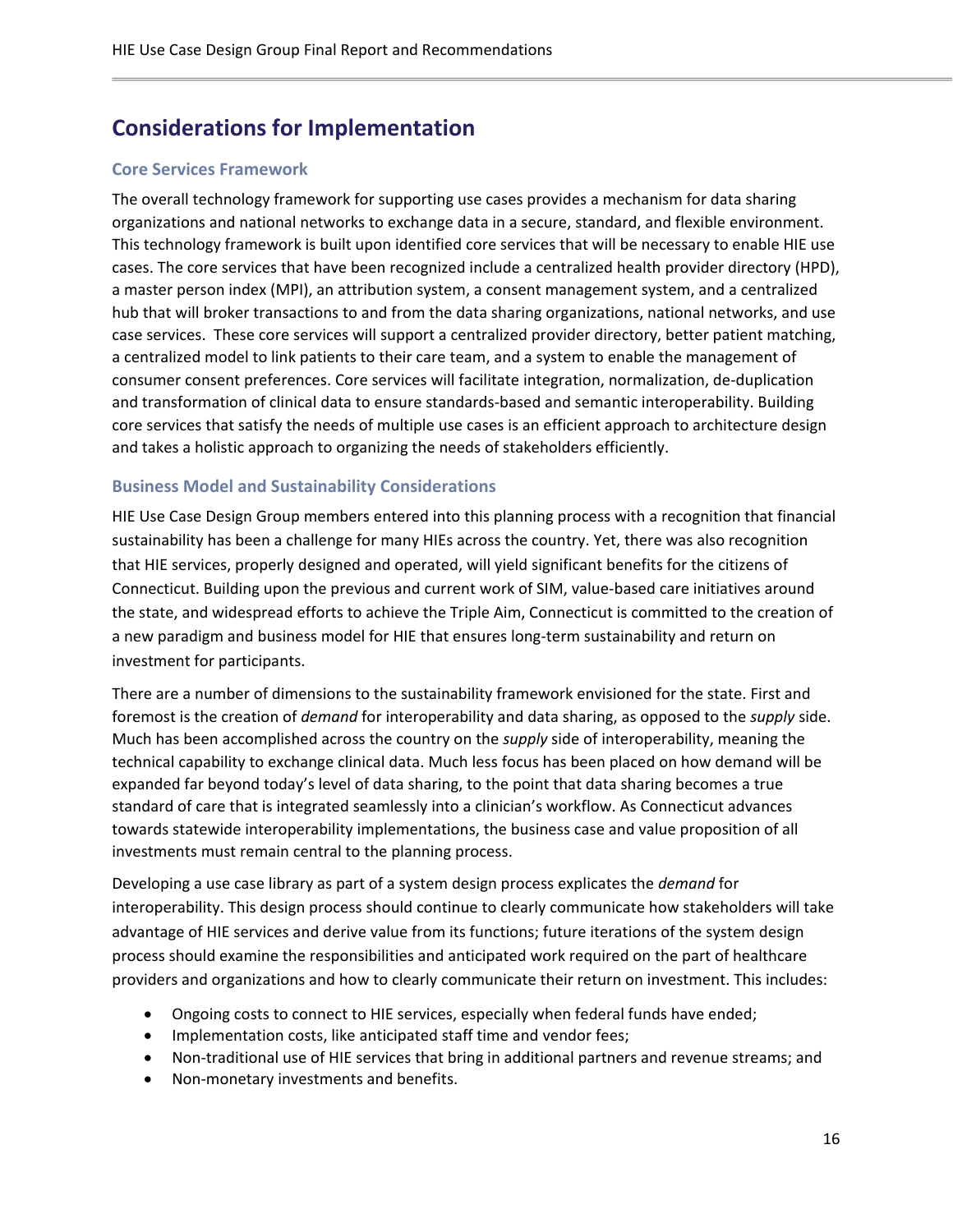# Considerations for Implementation

## Core Services Framework

The overall technology framework for supporting use cases provides a mechanism for data sharing organizations and national networks to exchange data in a secure, standard, and flexible environment. This technology framework is built upon identified core services that will be necessary to enable HIE use cases. The core services that have been recognized include a centralized health provider directory (HPD), a master person index (MPI), an attribution system, a consent management system, and a centralized hub that will broker transactions to and from the data sharing organizations, national networks, and use case services. These core services will support a centralized provider directory, better patient matching, a centralized model to link patients to their care team, and a system to enable the management of consumer consent preferences. Core services will facilitate integration, normalization, de-duplication and transformation of clinical data to ensure standards-based and semantic interoperability. Building core services that satisfy the needs of multiple use cases is an efficient approach to architecture design and takes a holistic approach to organizing the needs of stakeholders efficiently.

## Business Model and Sustainability Considerations

HIE Use Case Design Group members entered into this planning process with a recognition that financial sustainability has been a challenge for many HIEs across the country. Yet, there was also recognition that HIE services, properly designed and operated, will yield significant benefits for the citizens of Connecticut. Building upon the previous and current work of SIM, value-based care initiatives around the state, and widespread efforts to achieve the Triple Aim, Connecticut is committed to the creation of a new paradigm and business model for HIE that ensures long-term sustainability and return on investment for participants.

There are a number of dimensions to the sustainability framework envisioned for the state. First and foremost is the creation of *demand* for interoperability and data sharing, as opposed to the *supply* side. Much has been accomplished across the country on the *supply* side of interoperability, meaning the technical capability to exchange clinical data. Much less focus has been placed on how demand will be expanded far beyond today's level of data sharing, to the point that data sharing becomes a true standard of care that is integrated seamlessly into a clinician's workflow. As Connecticut advances towards statewide interoperability implementations, the business case and value proposition of all investments must remain central to the planning process.

Developing a use case library as part of a system design process explicates the *demand* for interoperability. This design process should continue to clearly communicate how stakeholders will take advantage of HIE services and derive value from its functions; future iterations of the system design process should examine the responsibilities and anticipated work required on the part of healthcare providers and organizations and how to clearly communicate their return on investment. This includes:

- Ongoing costs to connect to HIE services, especially when federal funds have ended;
- Implementation costs, like anticipated staff time and vendor fees;
- Non-traditional use of HIE services that bring in additional partners and revenue streams; and
- Non-monetary investments and benefits.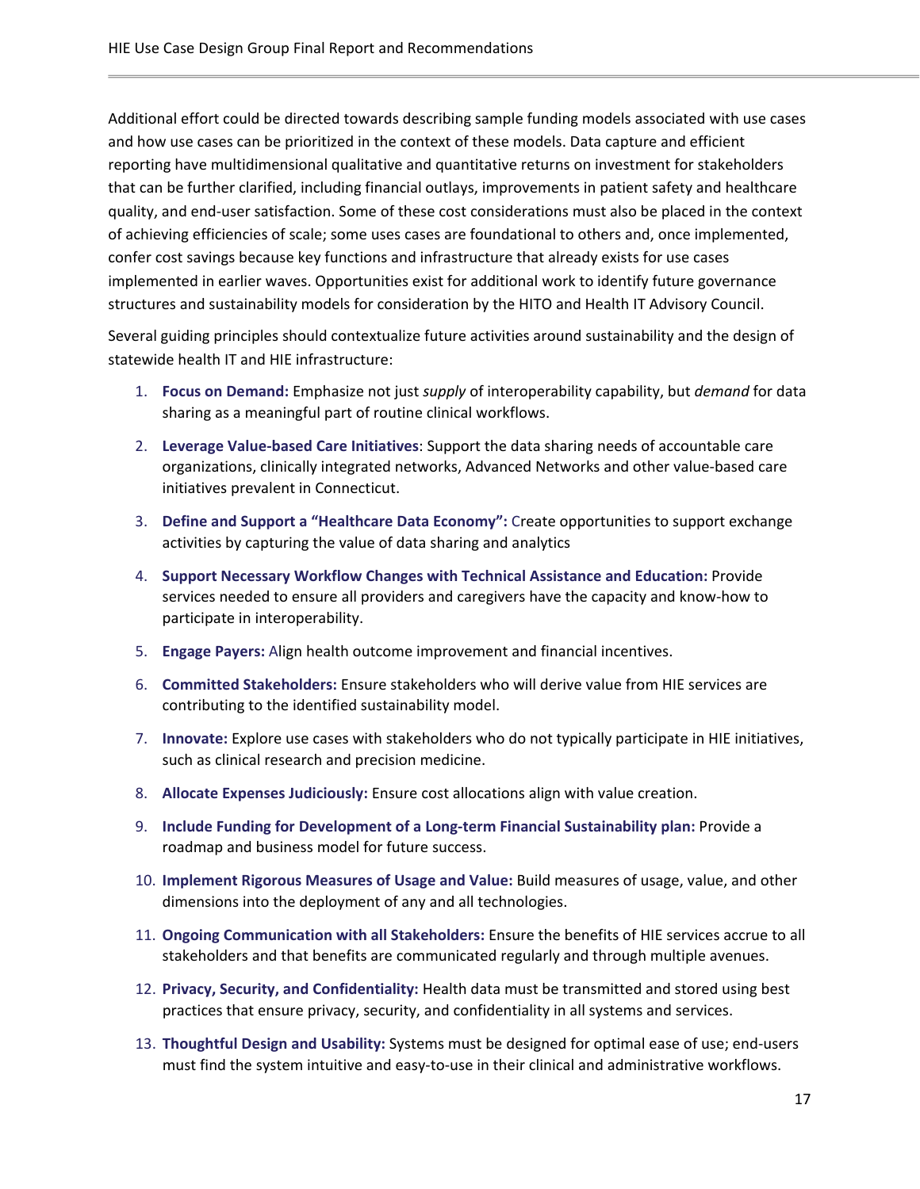Additional effort could be directed towards describing sample funding models associated with use cases and how use cases can be prioritized in the context of these models. Data capture and efficient reporting have multidimensional qualitative and quantitative returns on investment for stakeholders that can be further clarified, including financial outlays, improvements in patient safety and healthcare quality, and end-user satisfaction. Some of these cost considerations must also be placed in the context of achieving efficiencies of scale; some uses cases are foundational to others and, once implemented, confer cost savings because key functions and infrastructure that already exists for use cases implemented in earlier waves. Opportunities exist for additional work to identify future governance structures and sustainability models for consideration by the HITO and Health IT Advisory Council.

Several guiding principles should contextualize future activities around sustainability and the design of statewide health IT and HIE infrastructure:

1. **Focus on Demand:** Emphasize not just *supply* of interoperability capability, but *demand* for data sharing as a meaningful part of routine clinical workflows.
2. **Leverage Value-based Care Initiatives**: Support the data sharing needs of accountable care organizations, clinically integrated networks, Advanced Networks and other value-based care initiatives prevalent in Connecticut.
3. **Define and Support a "Healthcare Data Economy":** Create opportunities to support exchange activities by capturing the value of data sharing and analytics
4. **Support Necessary Workflow Changes with Technical Assistance and Education:** Provide services needed to ensure all providers and caregivers have the capacity and know-how to participate in interoperability.
5. **Engage Payers:** Align health outcome improvement and financial incentives.
6. **Committed Stakeholders:** Ensure stakeholders who will derive value from HIE services are contributing to the identified sustainability model.
7. **Innovate:** Explore use cases with stakeholders who do not typically participate in HIE initiatives, such as clinical research and precision medicine.
8. **Allocate Expenses Judiciously:** Ensure cost allocations align with value creation.
9. **Include Funding for Development of a Long-term Financial Sustainability plan:** Provide a roadmap and business model for future success.
10. **Implement Rigorous Measures of Usage and Value:** Build measures of usage, value, and other dimensions into the deployment of any and all technologies.
11. **Ongoing Communication with all Stakeholders:** Ensure the benefits of HIE services accrue to all stakeholders and that benefits are communicated regularly and through multiple avenues.
12. **Privacy, Security, and Confidentiality:** Health data must be transmitted and stored using best practices that ensure privacy, security, and confidentiality in all systems and services.
13. **Thoughtful Design and Usability:** Systems must be designed for optimal ease of use; end-users must find the system intuitive and easy-to-use in their clinical and administrative workflows.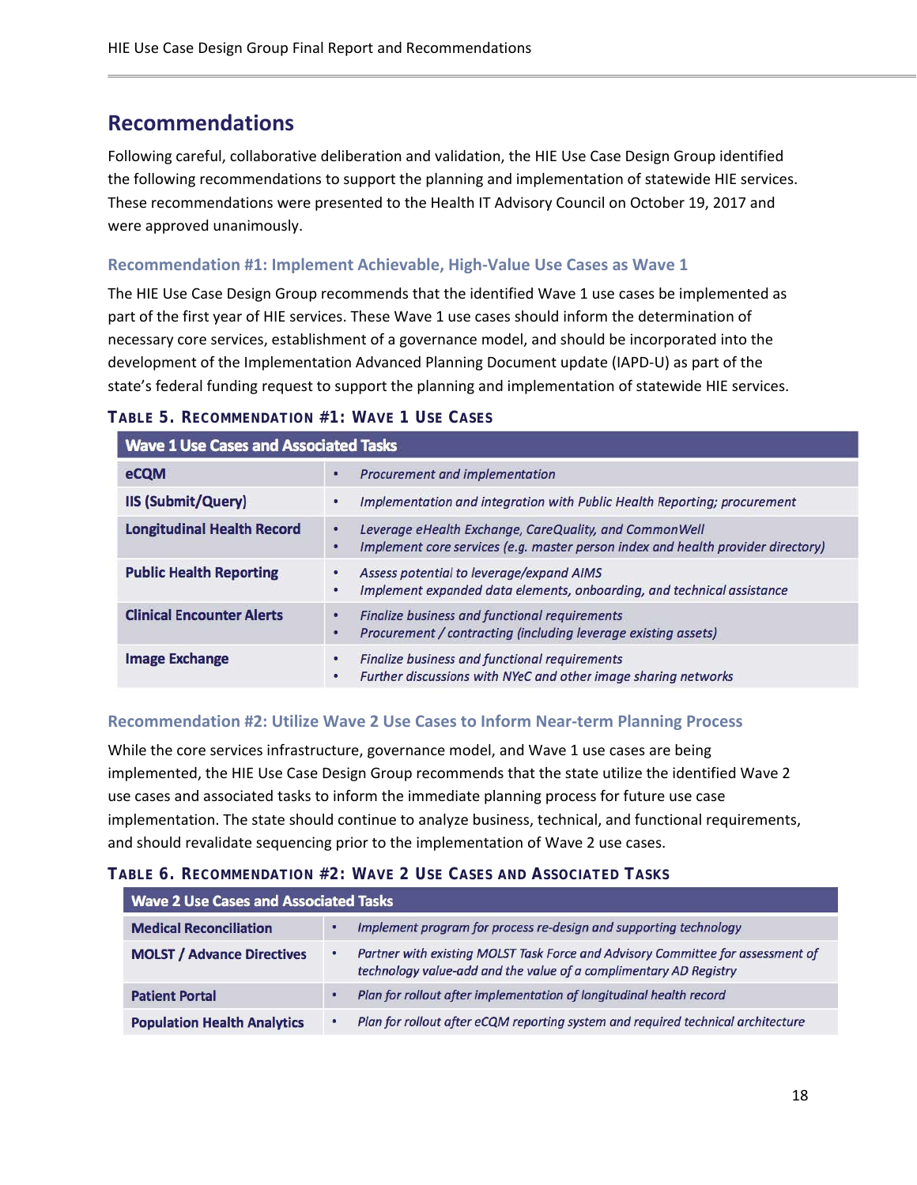## Recommendations

Following careful, collaborative deliberation and validation, the HIE Use Case Design Group identified the following recommendations to support the planning and implementation of statewide HIE services. These recommendations were presented to the Health IT Advisory Council on October 19, 2017 and were approved unanimously.

### Recommendation #1: Implement Achievable, High-Value Use Cases as Wave 1

The HIE Use Case Design Group recommends that the identified Wave 1 use cases be implemented as part of the first year of HIE services. These Wave 1 use cases should inform the determination of necessary core services, establishment of a governance model, and should be incorporated into the development of the Implementation Advanced Planning Document update (IAPD-U) as part of the state's federal funding request to support the planning and implementation of statewide HIE services.

**Table 5. Recommendation #1: Wave 1 Use Cases**

| Wave 1 Use Cases and Associated Tasks | |
|---|---|
| **eCQM** | • *Procurement and implementation* |
| **IIS (Submit/Query)** | • *Implementation and integration with Public Health Reporting; procurement* |
| **Longitudinal Health Record** | • *Leverage eHealth Exchange, CareQuality, and CommonWell*<br>• *Implement core services (e.g. master person index and health provider directory)* |
| **Public Health Reporting** | • *Assess potential to leverage/expand AIMS*<br>• *Implement expanded data elements, onboarding, and technical assistance* |
| **Clinical Encounter Alerts** | • *Finalize business and functional requirements*<br>• *Procurement / contracting (including leverage existing assets)* |
| **Image Exchange** | • *Finalize business and functional requirements*<br>• *Further discussions with NYeC and other image sharing networks* |

### Recommendation #2: Utilize Wave 2 Use Cases to Inform Near-term Planning Process

While the core services infrastructure, governance model, and Wave 1 use cases are being implemented, the HIE Use Case Design Group recommends that the state utilize the identified Wave 2 use cases and associated tasks to inform the immediate planning process for future use case implementation. The state should continue to analyze business, technical, and functional requirements, and should revalidate sequencing prior to the implementation of Wave 2 use cases.

**Table 6. Recommendation #2: Wave 2 Use Cases and Associated Tasks**

| Wave 2 Use Cases and Associated Tasks | |
|---|---|
| **Medical Reconciliation** | • *Implement program for process re-design and supporting technology* |
| **MOLST / Advance Directives** | • *Partner with existing MOLST Task Force and Advisory Committee for assessment of technology value-add and the value of a complimentary AD Registry* |
| **Patient Portal** | • *Plan for rollout after implementation of longitudinal health record* |
| **Population Health Analytics** | • *Plan for rollout after eCQM reporting system and required technical architecture* |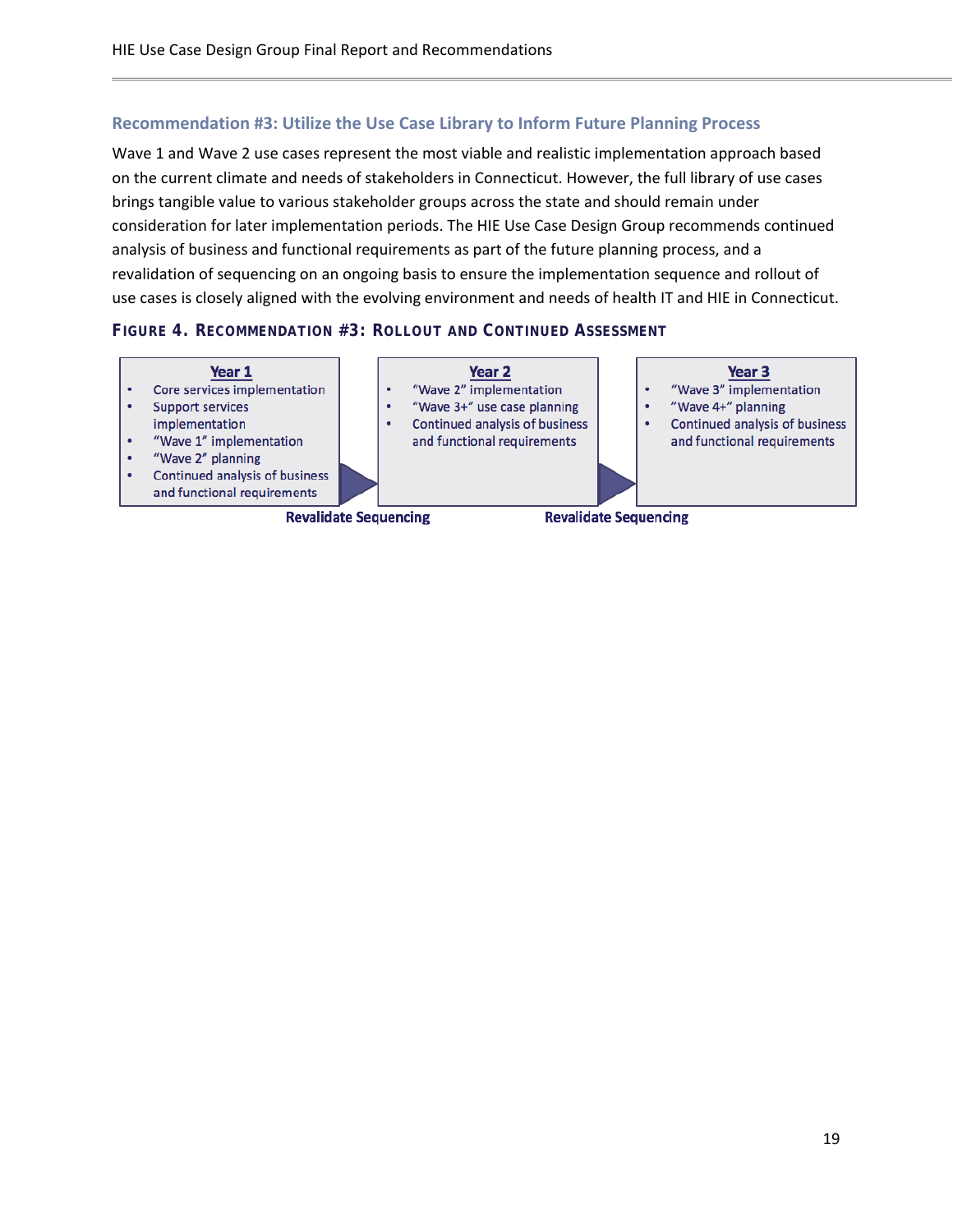### Recommendation #3: Utilize the Use Case Library to Inform Future Planning Process

Wave 1 and Wave 2 use cases represent the most viable and realistic implementation approach based on the current climate and needs of stakeholders in Connecticut. However, the full library of use cases brings tangible value to various stakeholder groups across the state and should remain under consideration for later implementation periods. The HIE Use Case Design Group recommends continued analysis of business and functional requirements as part of the future planning process, and a revalidation of sequencing on an ongoing basis to ensure the implementation sequence and rollout of use cases is closely aligned with the evolving environment and needs of health IT and HIE in Connecticut.

**FIGURE 4. RECOMMENDATION #3: ROLLOUT AND CONTINUED ASSESSMENT**

**Year 1**
- Core services implementation
- Support services implementation
- "Wave 1" implementation
- "Wave 2" planning
- Continued analysis of business and functional requirements

Revalidate Sequencing

**Year 2**
- "Wave 2" implementation
- "Wave 3+" use case planning
- Continued analysis of business and functional requirements

Revalidate Sequencing

**Year 3**
- "Wave 3" implementation
- "Wave 4+" planning
- Continued analysis of business and functional requirements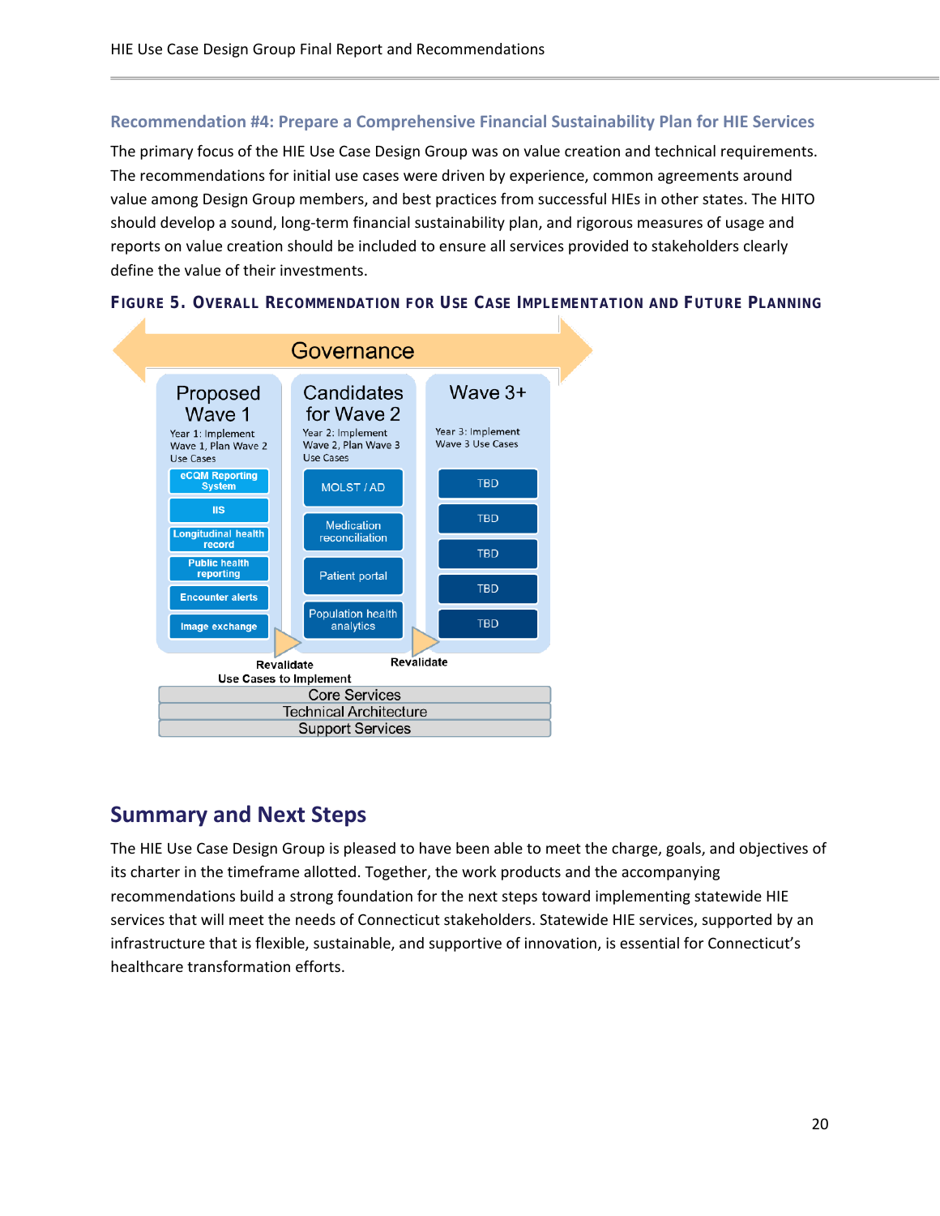### Recommendation #4: Prepare a Comprehensive Financial Sustainability Plan for HIE Services

The primary focus of the HIE Use Case Design Group was on value creation and technical requirements. The recommendations for initial use cases were driven by experience, common agreements around value among Design Group members, and best practices from successful HIEs in other states. The HITO should develop a sound, long-term financial sustainability plan, and rigorous measures of usage and reports on value creation should be included to ensure all services provided to stakeholders clearly define the value of their investments.

**Figure 5. Overall Recommendation for Use Case Implementation and Future Planning**

Governance

| Proposed Wave 1 | Candidates for Wave 2 | Wave 3+ |
|---|---|---|
| Year 1: Implement Wave 1, Plan Wave 2 Use Cases | Year 2: Implement Wave 2, Plan Wave 3 Use Cases | Year 3: Implement Wave 3 Use Cases |
| eCQM Reporting System | MOLST / AD | TBD |
| IIS | Medication reconciliation | TBD |
| Longitudinal health record | Patient portal | TBD |
| Public health reporting | Population health analytics | TBD |
| Encounter alerts | | TBD |
| Image exchange | | |

Revalidate Use Cases to Implement → Revalidate

Core Services

Technical Architecture

Support Services

## Summary and Next Steps

The HIE Use Case Design Group is pleased to have been able to meet the charge, goals, and objectives of its charter in the timeframe allotted. Together, the work products and the accompanying recommendations build a strong foundation for the next steps toward implementing statewide HIE services that will meet the needs of Connecticut stakeholders. Statewide HIE services, supported by an infrastructure that is flexible, sustainable, and supportive of innovation, is essential for Connecticut's healthcare transformation efforts.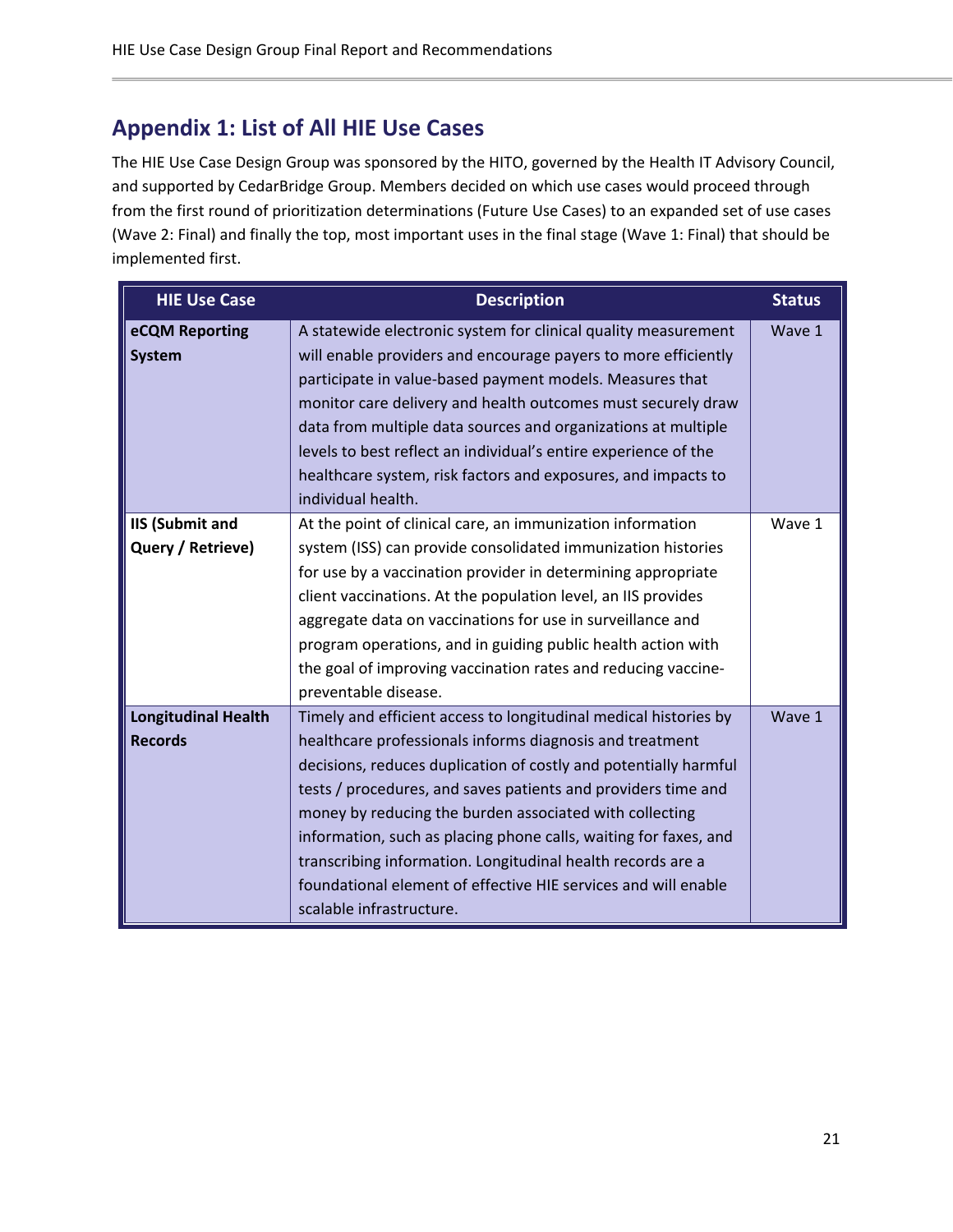## Appendix 1: List of All HIE Use Cases

The HIE Use Case Design Group was sponsored by the HITO, governed by the Health IT Advisory Council, and supported by CedarBridge Group. Members decided on which use cases would proceed through from the first round of prioritization determinations (Future Use Cases) to an expanded set of use cases (Wave 2: Final) and finally the top, most important uses in the final stage (Wave 1: Final) that should be implemented first.

| HIE Use Case | Description | Status |
|---|---|---|
| **eCQM Reporting System** | A statewide electronic system for clinical quality measurement will enable providers and encourage payers to more efficiently participate in value-based payment models. Measures that monitor care delivery and health outcomes must securely draw data from multiple data sources and organizations at multiple levels to best reflect an individual's entire experience of the healthcare system, risk factors and exposures, and impacts to individual health. | Wave 1 |
| **IIS (Submit and Query / Retrieve)** | At the point of clinical care, an immunization information system (ISS) can provide consolidated immunization histories for use by a vaccination provider in determining appropriate client vaccinations. At the population level, an IIS provides aggregate data on vaccinations for use in surveillance and program operations, and in guiding public health action with the goal of improving vaccination rates and reducing vaccine-preventable disease. | Wave 1 |
| **Longitudinal Health Records** | Timely and efficient access to longitudinal medical histories by healthcare professionals informs diagnosis and treatment decisions, reduces duplication of costly and potentially harmful tests / procedures, and saves patients and providers time and money by reducing the burden associated with collecting information, such as placing phone calls, waiting for faxes, and transcribing information. Longitudinal health records are a foundational element of effective HIE services and will enable scalable infrastructure. | Wave 1 |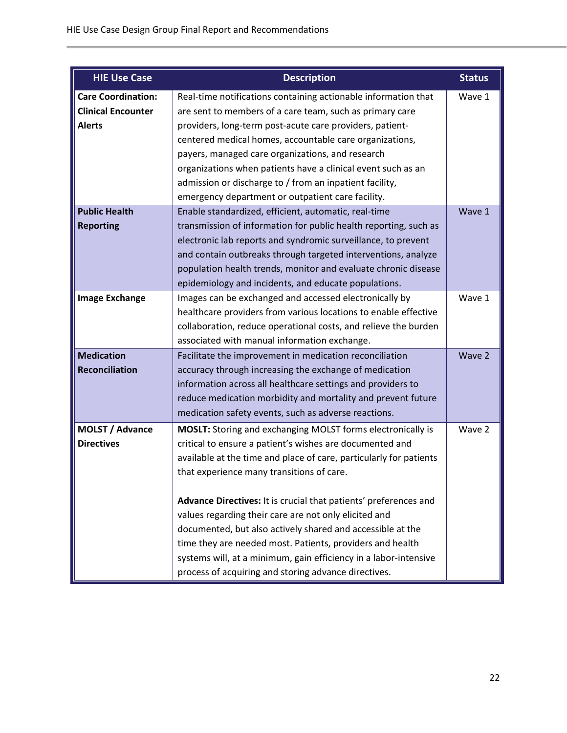| HIE Use Case | Description | Status |
| --- | --- | --- |
| **Care Coordination: Clinical Encounter Alerts** | Real-time notifications containing actionable information that are sent to members of a care team, such as primary care providers, long-term post-acute care providers, patient-centered medical homes, accountable care organizations, payers, managed care organizations, and research organizations when patients have a clinical event such as an admission or discharge to / from an inpatient facility, emergency department or outpatient care facility. | Wave 1 |
| **Public Health Reporting** | Enable standardized, efficient, automatic, real-time transmission of information for public health reporting, such as electronic lab reports and syndromic surveillance, to prevent and contain outbreaks through targeted interventions, analyze population health trends, monitor and evaluate chronic disease epidemiology and incidents, and educate populations. | Wave 1 |
| **Image Exchange** | Images can be exchanged and accessed electronically by healthcare providers from various locations to enable effective collaboration, reduce operational costs, and relieve the burden associated with manual information exchange. | Wave 1 |
| **Medication Reconciliation** | Facilitate the improvement in medication reconciliation accuracy through increasing the exchange of medication information across all healthcare settings and providers to reduce medication morbidity and mortality and prevent future medication safety events, such as adverse reactions. | Wave 2 |
| **MOLST / Advance Directives** | **MOSLT:** Storing and exchanging MOLST forms electronically is critical to ensure a patient's wishes are documented and available at the time and place of care, particularly for patients that experience many transitions of care.<br><br>**Advance Directives:** It is crucial that patients' preferences and values regarding their care are not only elicited and documented, but also actively shared and accessible at the time they are needed most. Patients, providers and health systems will, at a minimum, gain efficiency in a labor-intensive process of acquiring and storing advance directives. | Wave 2 |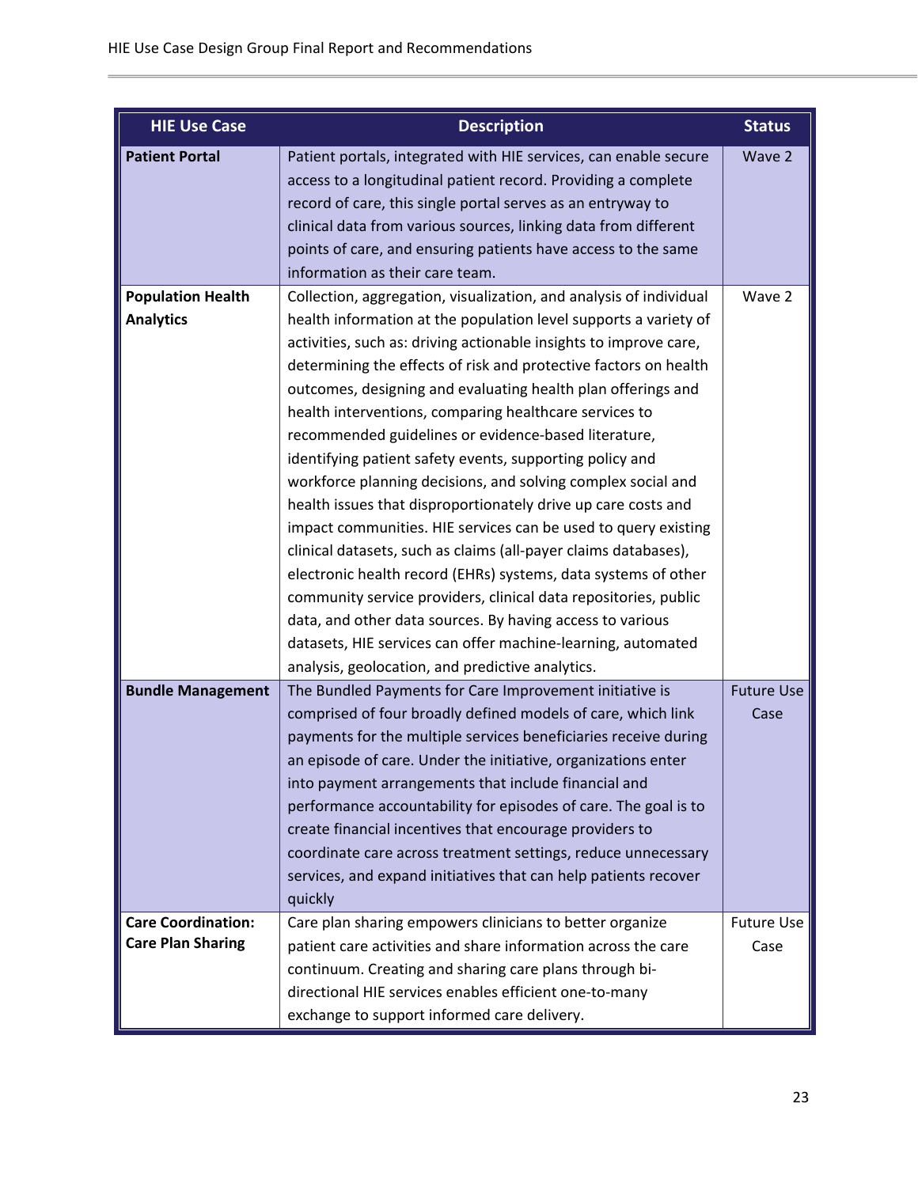| HIE Use Case | Description | Status |
|---|---|---|
| **Patient Portal** | Patient portals, integrated with HIE services, can enable secure access to a longitudinal patient record. Providing a complete record of care, this single portal serves as an entryway to clinical data from various sources, linking data from different points of care, and ensuring patients have access to the same information as their care team. | Wave 2 |
| **Population Health Analytics** | Collection, aggregation, visualization, and analysis of individual health information at the population level supports a variety of activities, such as: driving actionable insights to improve care, determining the effects of risk and protective factors on health outcomes, designing and evaluating health plan offerings and health interventions, comparing healthcare services to recommended guidelines or evidence-based literature, identifying patient safety events, supporting policy and workforce planning decisions, and solving complex social and health issues that disproportionately drive up care costs and impact communities. HIE services can be used to query existing clinical datasets, such as claims (all-payer claims databases), electronic health record (EHRs) systems, data systems of other community service providers, clinical data repositories, public data, and other data sources. By having access to various datasets, HIE services can offer machine-learning, automated analysis, geolocation, and predictive analytics. | Wave 2 |
| **Bundle Management** | The Bundled Payments for Care Improvement initiative is comprised of four broadly defined models of care, which link payments for the multiple services beneficiaries receive during an episode of care. Under the initiative, organizations enter into payment arrangements that include financial and performance accountability for episodes of care. The goal is to create financial incentives that encourage providers to coordinate care across treatment settings, reduce unnecessary services, and expand initiatives that can help patients recover quickly | Future Use Case |
| **Care Coordination: Care Plan Sharing** | Care plan sharing empowers clinicians to better organize patient care activities and share information across the care continuum. Creating and sharing care plans through bi-directional HIE services enables efficient one-to-many exchange to support informed care delivery. | Future Use Case |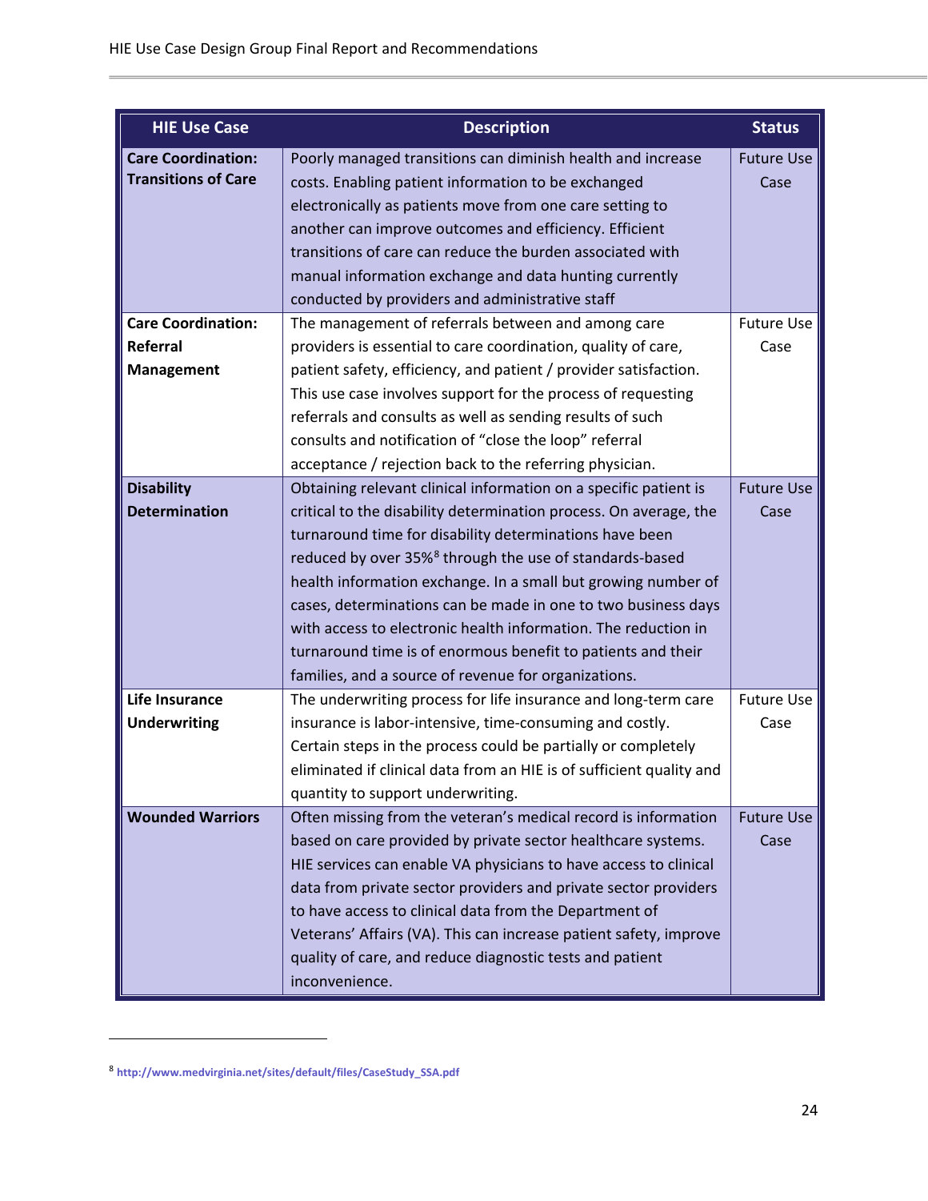| HIE Use Case | Description | Status |
|---|---|---|
| **Care Coordination: Transitions of Care** | Poorly managed transitions can diminish health and increase costs. Enabling patient information to be exchanged electronically as patients move from one care setting to another can improve outcomes and efficiency. Efficient transitions of care can reduce the burden associated with manual information exchange and data hunting currently conducted by providers and administrative staff | Future Use Case |
| **Care Coordination: Referral Management** | The management of referrals between and among care providers is essential to care coordination, quality of care, patient safety, efficiency, and patient / provider satisfaction. This use case involves support for the process of requesting referrals and consults as well as sending results of such consults and notification of "close the loop" referral acceptance / rejection back to the referring physician. | Future Use Case |
| **Disability Determination** | Obtaining relevant clinical information on a specific patient is critical to the disability determination process. On average, the turnaround time for disability determinations have been reduced by over 35%[8] through the use of standards-based health information exchange. In a small but growing number of cases, determinations can be made in one to two business days with access to electronic health information. The reduction in turnaround time is of enormous benefit to patients and their families, and a source of revenue for organizations. | Future Use Case |
| **Life Insurance Underwriting** | The underwriting process for life insurance and long-term care insurance is labor-intensive, time-consuming and costly. Certain steps in the process could be partially or completely eliminated if clinical data from an HIE is of sufficient quality and quantity to support underwriting. | Future Use Case |
| **Wounded Warriors** | Often missing from the veteran's medical record is information based on care provided by private sector healthcare systems. HIE services can enable VA physicians to have access to clinical data from private sector providers and private sector providers to have access to clinical data from the Department of Veterans' Affairs (VA). This can increase patient safety, improve quality of care, and reduce diagnostic tests and patient inconvenience. | Future Use Case |

[8] http://www.medvirginia.net/sites/default/files/CaseStudy_SSA.pdf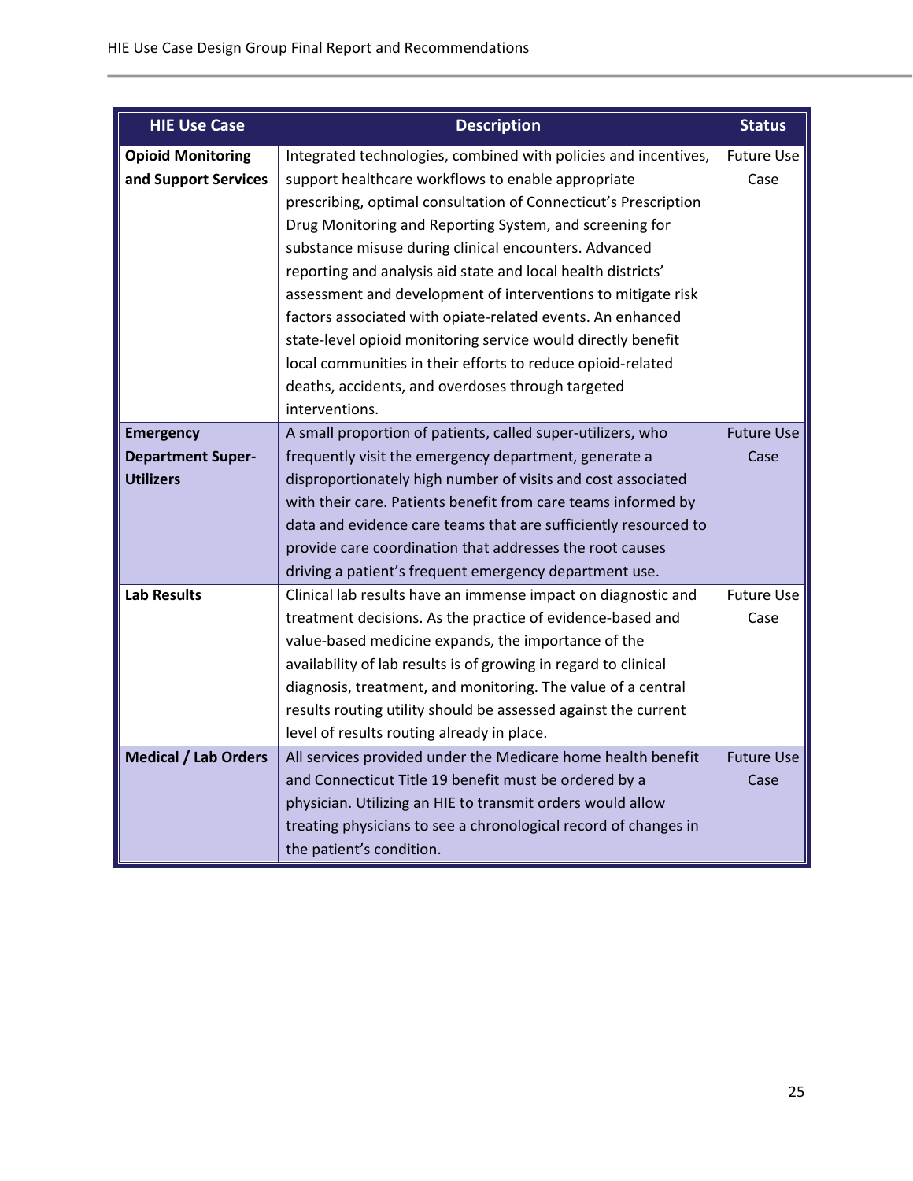| HIE Use Case | Description | Status |
|---|---|---|
| **Opioid Monitoring and Support Services** | Integrated technologies, combined with policies and incentives, support healthcare workflows to enable appropriate prescribing, optimal consultation of Connecticut's Prescription Drug Monitoring and Reporting System, and screening for substance misuse during clinical encounters. Advanced reporting and analysis aid state and local health districts' assessment and development of interventions to mitigate risk factors associated with opiate-related events. An enhanced state-level opioid monitoring service would directly benefit local communities in their efforts to reduce opioid-related deaths, accidents, and overdoses through targeted interventions. | Future Use Case |
| **Emergency Department Super-Utilizers** | A small proportion of patients, called super-utilizers, who frequently visit the emergency department, generate a disproportionately high number of visits and cost associated with their care. Patients benefit from care teams informed by data and evidence care teams that are sufficiently resourced to provide care coordination that addresses the root causes driving a patient's frequent emergency department use. | Future Use Case |
| **Lab Results** | Clinical lab results have an immense impact on diagnostic and treatment decisions. As the practice of evidence-based and value-based medicine expands, the importance of the availability of lab results is of growing in regard to clinical diagnosis, treatment, and monitoring. The value of a central results routing utility should be assessed against the current level of results routing already in place. | Future Use Case |
| **Medical / Lab Orders** | All services provided under the Medicare home health benefit and Connecticut Title 19 benefit must be ordered by a physician. Utilizing an HIE to transmit orders would allow treating physicians to see a chronological record of changes in the patient's condition. | Future Use Case |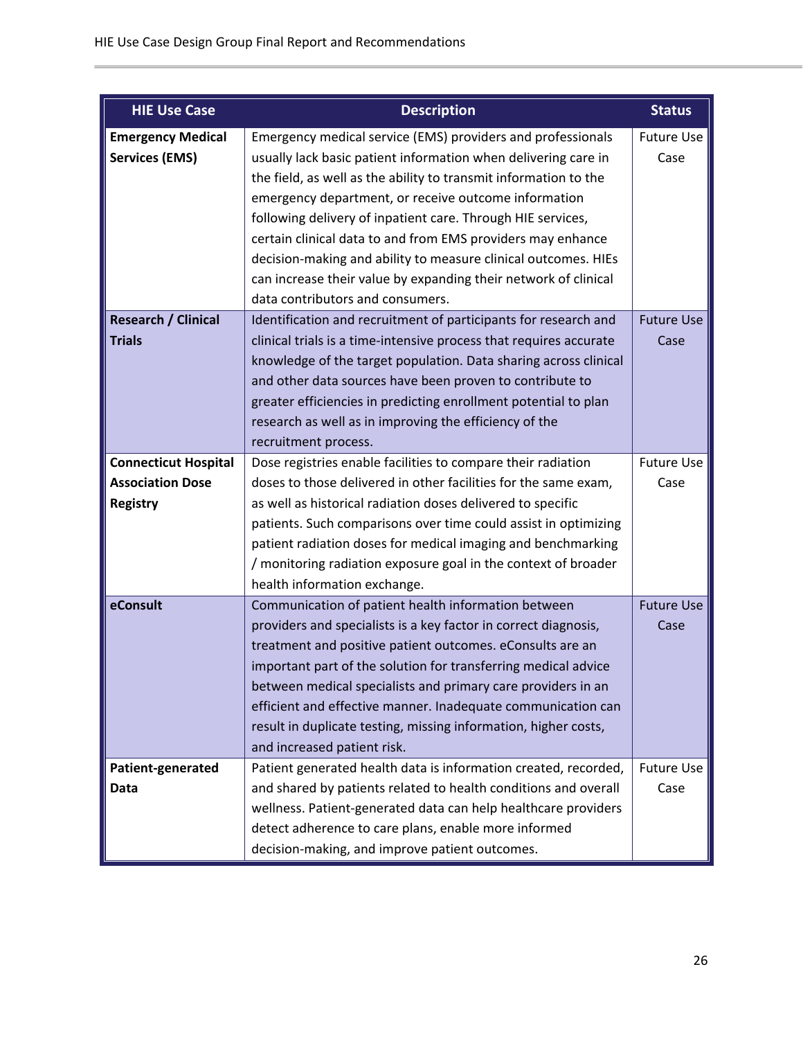| HIE Use Case | Description | Status |
|---|---|---|
| **Emergency Medical Services (EMS)** | Emergency medical service (EMS) providers and professionals usually lack basic patient information when delivering care in the field, as well as the ability to transmit information to the emergency department, or receive outcome information following delivery of inpatient care. Through HIE services, certain clinical data to and from EMS providers may enhance decision-making and ability to measure clinical outcomes. HIEs can increase their value by expanding their network of clinical data contributors and consumers. | Future Use Case |
| **Research / Clinical Trials** | Identification and recruitment of participants for research and clinical trials is a time-intensive process that requires accurate knowledge of the target population. Data sharing across clinical and other data sources have been proven to contribute to greater efficiencies in predicting enrollment potential to plan research as well as in improving the efficiency of the recruitment process. | Future Use Case |
| **Connecticut Hospital Association Dose Registry** | Dose registries enable facilities to compare their radiation doses to those delivered in other facilities for the same exam, as well as historical radiation doses delivered to specific patients. Such comparisons over time could assist in optimizing patient radiation doses for medical imaging and benchmarking / monitoring radiation exposure goal in the context of broader health information exchange. | Future Use Case |
| **eConsult** | Communication of patient health information between providers and specialists is a key factor in correct diagnosis, treatment and positive patient outcomes. eConsults are an important part of the solution for transferring medical advice between medical specialists and primary care providers in an efficient and effective manner. Inadequate communication can result in duplicate testing, missing information, higher costs, and increased patient risk. | Future Use Case |
| **Patient-generated Data** | Patient generated health data is information created, recorded, and shared by patients related to health conditions and overall wellness. Patient-generated data can help healthcare providers detect adherence to care plans, enable more informed decision-making, and improve patient outcomes. | Future Use Case |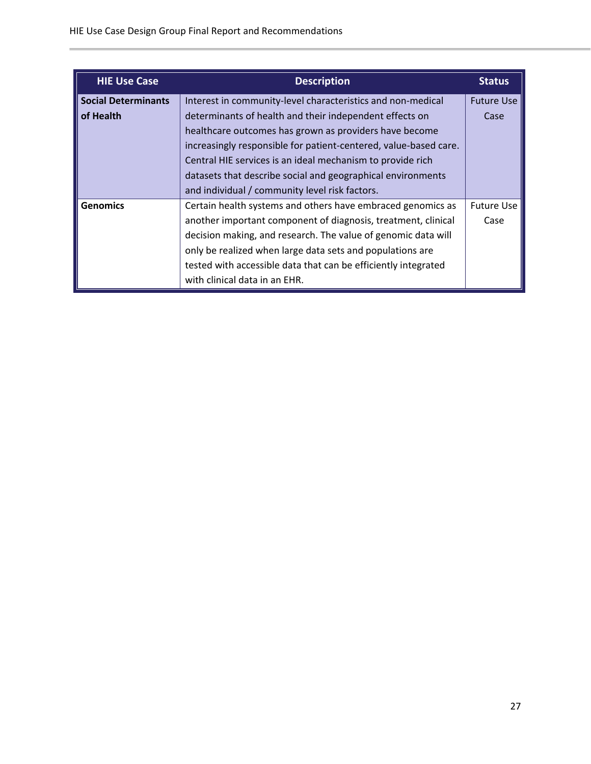| HIE Use Case | Description | Status |
| --- | --- | --- |
| **Social Determinants of Health** | Interest in community-level characteristics and non-medical determinants of health and their independent effects on healthcare outcomes has grown as providers have become increasingly responsible for patient-centered, value-based care. Central HIE services is an ideal mechanism to provide rich datasets that describe social and geographical environments and individual / community level risk factors. | Future Use Case |
| **Genomics** | Certain health systems and others have embraced genomics as another important component of diagnosis, treatment, clinical decision making, and research. The value of genomic data will only be realized when large data sets and populations are tested with accessible data that can be efficiently integrated with clinical data in an EHR. | Future Use Case |